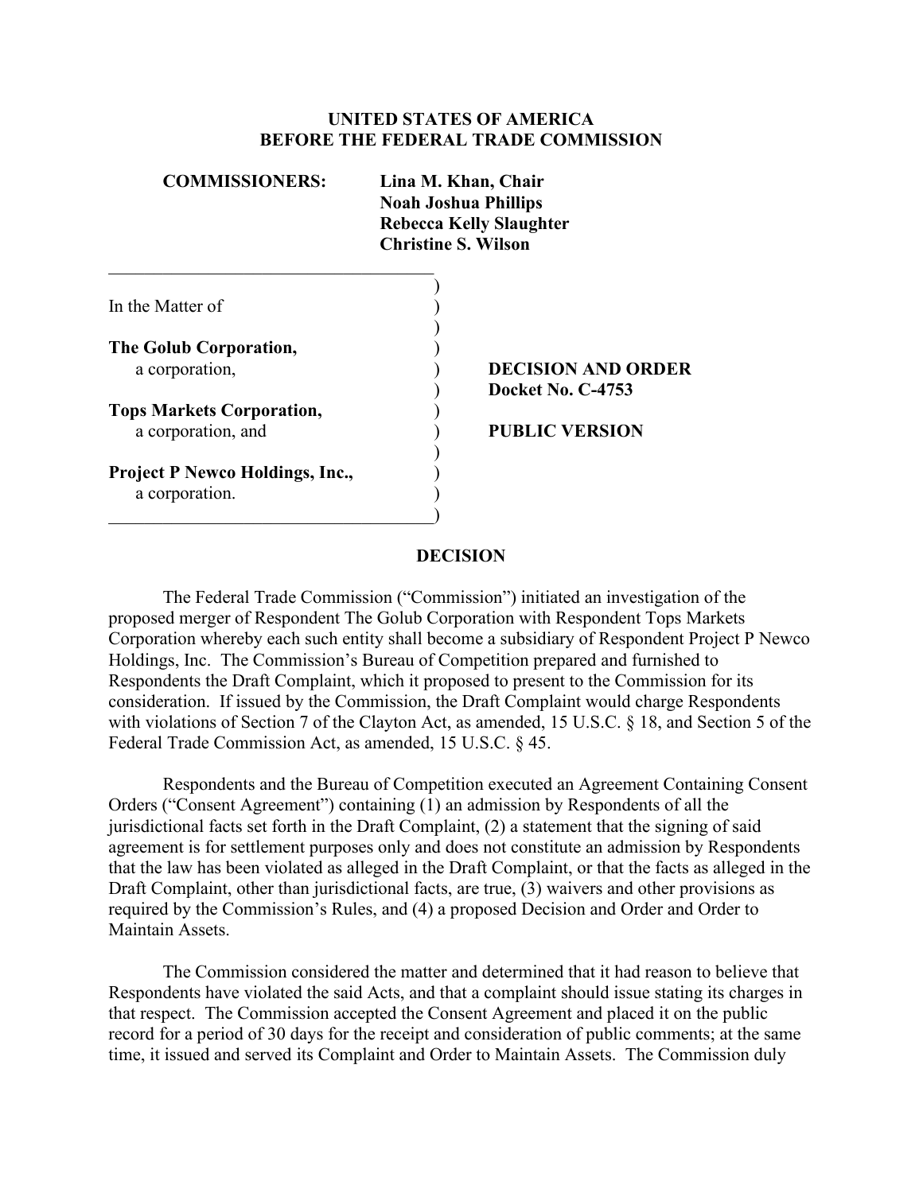**UNITED STATES OF AMERICA**
**BEFORE THE FEDERAL TRADE COMMISSION**

**COMMISSIONERS:** **Lina M. Khan, Chair**
**Noah Joshua Phillips**
**Rebecca Kelly Slaughter**
**Christine S. Wilson**

In the Matter of

**The Golub Corporation,**
a corporation,

**Tops Markets Corporation,**
a corporation, and

**Project P Newco Holdings, Inc.,**
a corporation.

**DECISION AND ORDER**
**Docket No. C-4753**

**PUBLIC VERSION**

## DECISION

The Federal Trade Commission ("Commission") initiated an investigation of the proposed merger of Respondent The Golub Corporation with Respondent Tops Markets Corporation whereby each such entity shall become a subsidiary of Respondent Project P Newco Holdings, Inc. The Commission's Bureau of Competition prepared and furnished to Respondents the Draft Complaint, which it proposed to present to the Commission for its consideration. If issued by the Commission, the Draft Complaint would charge Respondents with violations of Section 7 of the Clayton Act, as amended, 15 U.S.C. § 18, and Section 5 of the Federal Trade Commission Act, as amended, 15 U.S.C. § 45.

Respondents and the Bureau of Competition executed an Agreement Containing Consent Orders ("Consent Agreement") containing (1) an admission by Respondents of all the jurisdictional facts set forth in the Draft Complaint, (2) a statement that the signing of said agreement is for settlement purposes only and does not constitute an admission by Respondents that the law has been violated as alleged in the Draft Complaint, or that the facts as alleged in the Draft Complaint, other than jurisdictional facts, are true, (3) waivers and other provisions as required by the Commission's Rules, and (4) a proposed Decision and Order and Order to Maintain Assets.

The Commission considered the matter and determined that it had reason to believe that Respondents have violated the said Acts, and that a complaint should issue stating its charges in that respect. The Commission accepted the Consent Agreement and placed it on the public record for a period of 30 days for the receipt and consideration of public comments; at the same time, it issued and served its Complaint and Order to Maintain Assets. The Commission duly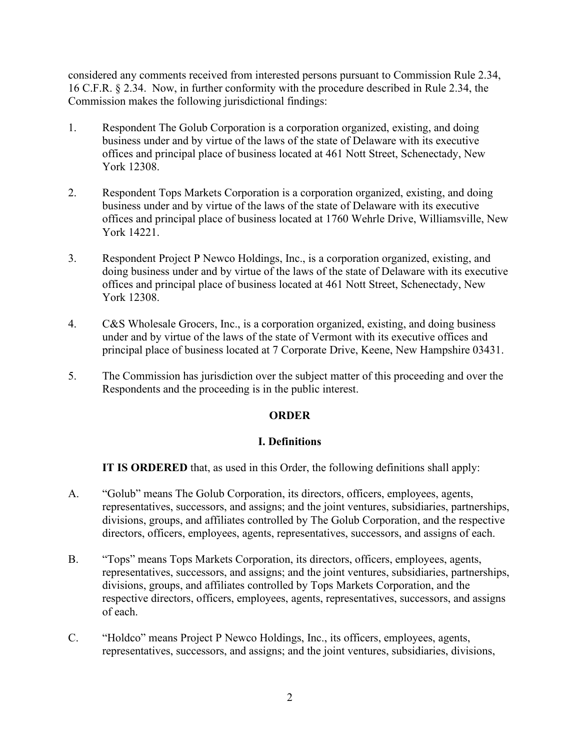considered any comments received from interested persons pursuant to Commission Rule 2.34, 16 C.F.R. § 2.34. Now, in further conformity with the procedure described in Rule 2.34, the Commission makes the following jurisdictional findings:

1. Respondent The Golub Corporation is a corporation organized, existing, and doing business under and by virtue of the laws of the state of Delaware with its executive offices and principal place of business located at 461 Nott Street, Schenectady, New York 12308.

2. Respondent Tops Markets Corporation is a corporation organized, existing, and doing business under and by virtue of the laws of the state of Delaware with its executive offices and principal place of business located at 1760 Wehrle Drive, Williamsville, New York 14221.

3. Respondent Project P Newco Holdings, Inc., is a corporation organized, existing, and doing business under and by virtue of the laws of the state of Delaware with its executive offices and principal place of business located at 461 Nott Street, Schenectady, New York 12308.

4. C&S Wholesale Grocers, Inc., is a corporation organized, existing, and doing business under and by virtue of the laws of the state of Vermont with its executive offices and principal place of business located at 7 Corporate Drive, Keene, New Hampshire 03431.

5. The Commission has jurisdiction over the subject matter of this proceeding and over the Respondents and the proceeding is in the public interest.

## ORDER

### I. Definitions

**IT IS ORDERED** that, as used in this Order, the following definitions shall apply:

A. "Golub" means The Golub Corporation, its directors, officers, employees, agents, representatives, successors, and assigns; and the joint ventures, subsidiaries, partnerships, divisions, groups, and affiliates controlled by The Golub Corporation, and the respective directors, officers, employees, agents, representatives, successors, and assigns of each.

B. "Tops" means Tops Markets Corporation, its directors, officers, employees, agents, representatives, successors, and assigns; and the joint ventures, subsidiaries, partnerships, divisions, groups, and affiliates controlled by Tops Markets Corporation, and the respective directors, officers, employees, agents, representatives, successors, and assigns of each.

C. "Holdco" means Project P Newco Holdings, Inc., its officers, employees, agents, representatives, successors, and assigns; and the joint ventures, subsidiaries, divisions,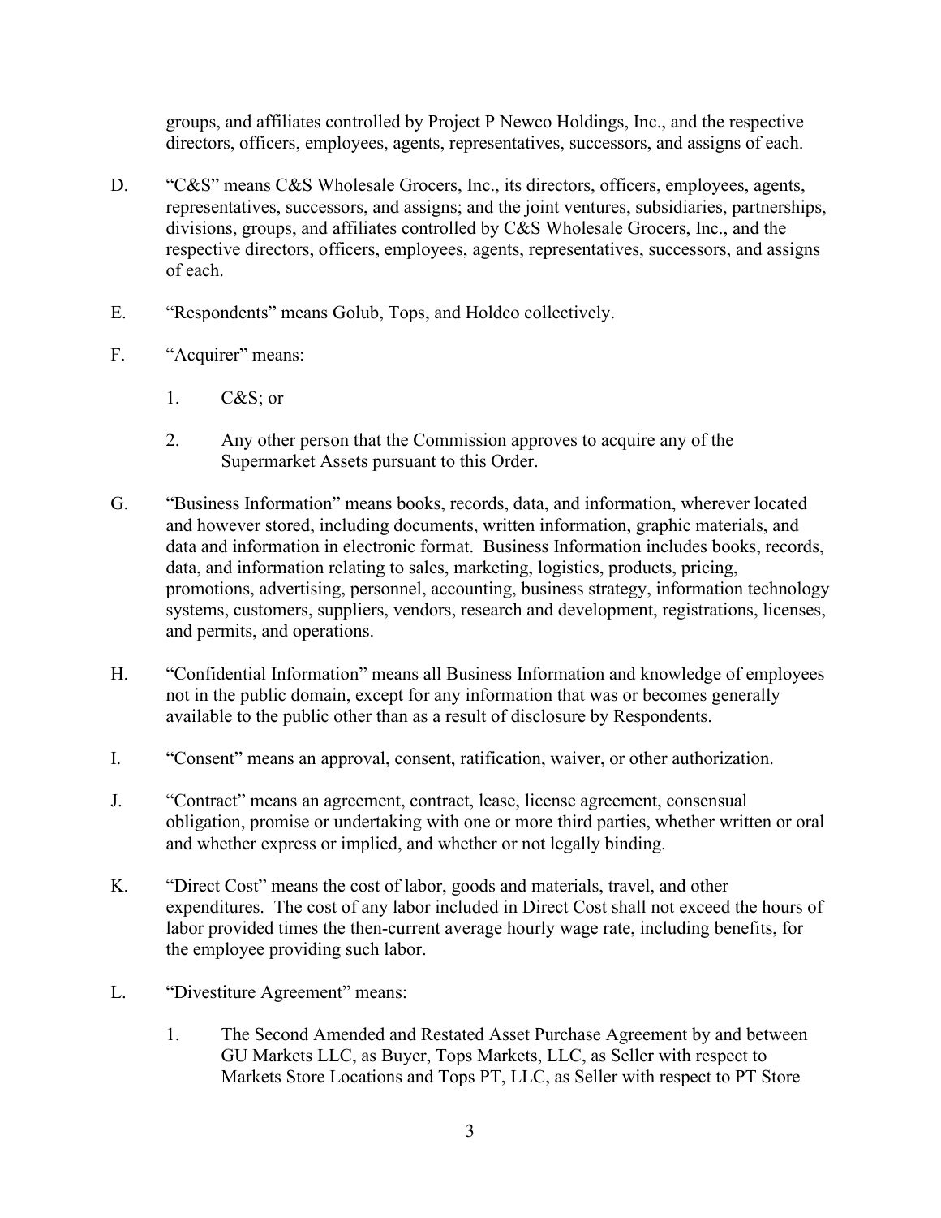groups, and affiliates controlled by Project P Newco Holdings, Inc., and the respective directors, officers, employees, agents, representatives, successors, and assigns of each.

D. "C&S" means C&S Wholesale Grocers, Inc., its directors, officers, employees, agents, representatives, successors, and assigns; and the joint ventures, subsidiaries, partnerships, divisions, groups, and affiliates controlled by C&S Wholesale Grocers, Inc., and the respective directors, officers, employees, agents, representatives, successors, and assigns of each.

E. "Respondents" means Golub, Tops, and Holdco collectively.

F. "Acquirer" means:

   1. C&S; or

   2. Any other person that the Commission approves to acquire any of the Supermarket Assets pursuant to this Order.

G. "Business Information" means books, records, data, and information, wherever located and however stored, including documents, written information, graphic materials, and data and information in electronic format. Business Information includes books, records, data, and information relating to sales, marketing, logistics, products, pricing, promotions, advertising, personnel, accounting, business strategy, information technology systems, customers, suppliers, vendors, research and development, registrations, licenses, and permits, and operations.

H. "Confidential Information" means all Business Information and knowledge of employees not in the public domain, except for any information that was or becomes generally available to the public other than as a result of disclosure by Respondents.

I. "Consent" means an approval, consent, ratification, waiver, or other authorization.

J. "Contract" means an agreement, contract, lease, license agreement, consensual obligation, promise or undertaking with one or more third parties, whether written or oral and whether express or implied, and whether or not legally binding.

K. "Direct Cost" means the cost of labor, goods and materials, travel, and other expenditures. The cost of any labor included in Direct Cost shall not exceed the hours of labor provided times the then-current average hourly wage rate, including benefits, for the employee providing such labor.

L. "Divestiture Agreement" means:

   1. The Second Amended and Restated Asset Purchase Agreement by and between GU Markets LLC, as Buyer, Tops Markets, LLC, as Seller with respect to Markets Store Locations and Tops PT, LLC, as Seller with respect to PT Store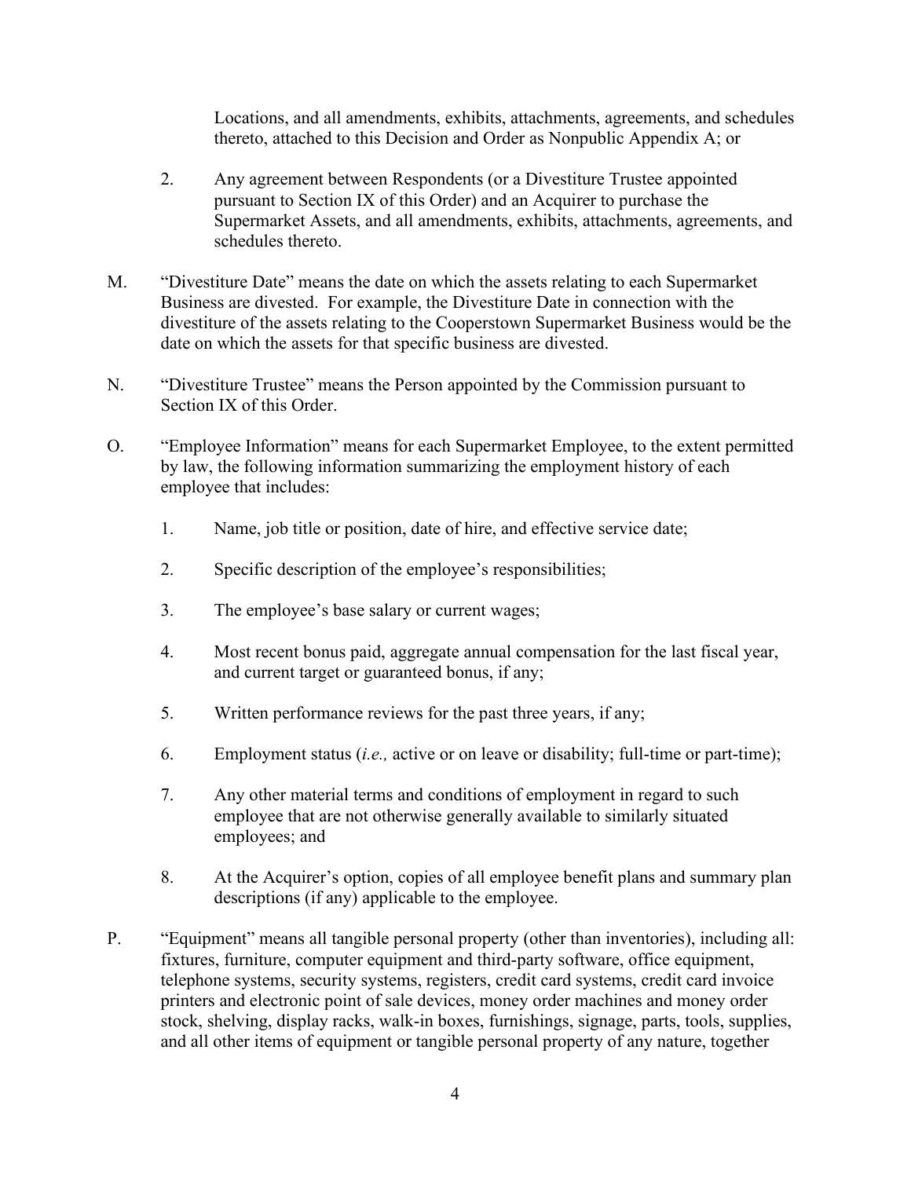Locations, and all amendments, exhibits, attachments, agreements, and schedules thereto, attached to this Decision and Order as Nonpublic Appendix A; or

2. Any agreement between Respondents (or a Divestiture Trustee appointed pursuant to Section IX of this Order) and an Acquirer to purchase the Supermarket Assets, and all amendments, exhibits, attachments, agreements, and schedules thereto.

M. "Divestiture Date" means the date on which the assets relating to each Supermarket Business are divested. For example, the Divestiture Date in connection with the divestiture of the assets relating to the Cooperstown Supermarket Business would be the date on which the assets for that specific business are divested.

N. "Divestiture Trustee" means the Person appointed by the Commission pursuant to Section IX of this Order.

O. "Employee Information" means for each Supermarket Employee, to the extent permitted by law, the following information summarizing the employment history of each employee that includes:

1. Name, job title or position, date of hire, and effective service date;

2. Specific description of the employee's responsibilities;

3. The employee's base salary or current wages;

4. Most recent bonus paid, aggregate annual compensation for the last fiscal year, and current target or guaranteed bonus, if any;

5. Written performance reviews for the past three years, if any;

6. Employment status (*i.e.,* active or on leave or disability; full-time or part-time);

7. Any other material terms and conditions of employment in regard to such employee that are not otherwise generally available to similarly situated employees; and

8. At the Acquirer's option, copies of all employee benefit plans and summary plan descriptions (if any) applicable to the employee.

P. "Equipment" means all tangible personal property (other than inventories), including all: fixtures, furniture, computer equipment and third-party software, office equipment, telephone systems, security systems, registers, credit card systems, credit card invoice printers and electronic point of sale devices, money order machines and money order stock, shelving, display racks, walk-in boxes, furnishings, signage, parts, tools, supplies, and all other items of equipment or tangible personal property of any nature, together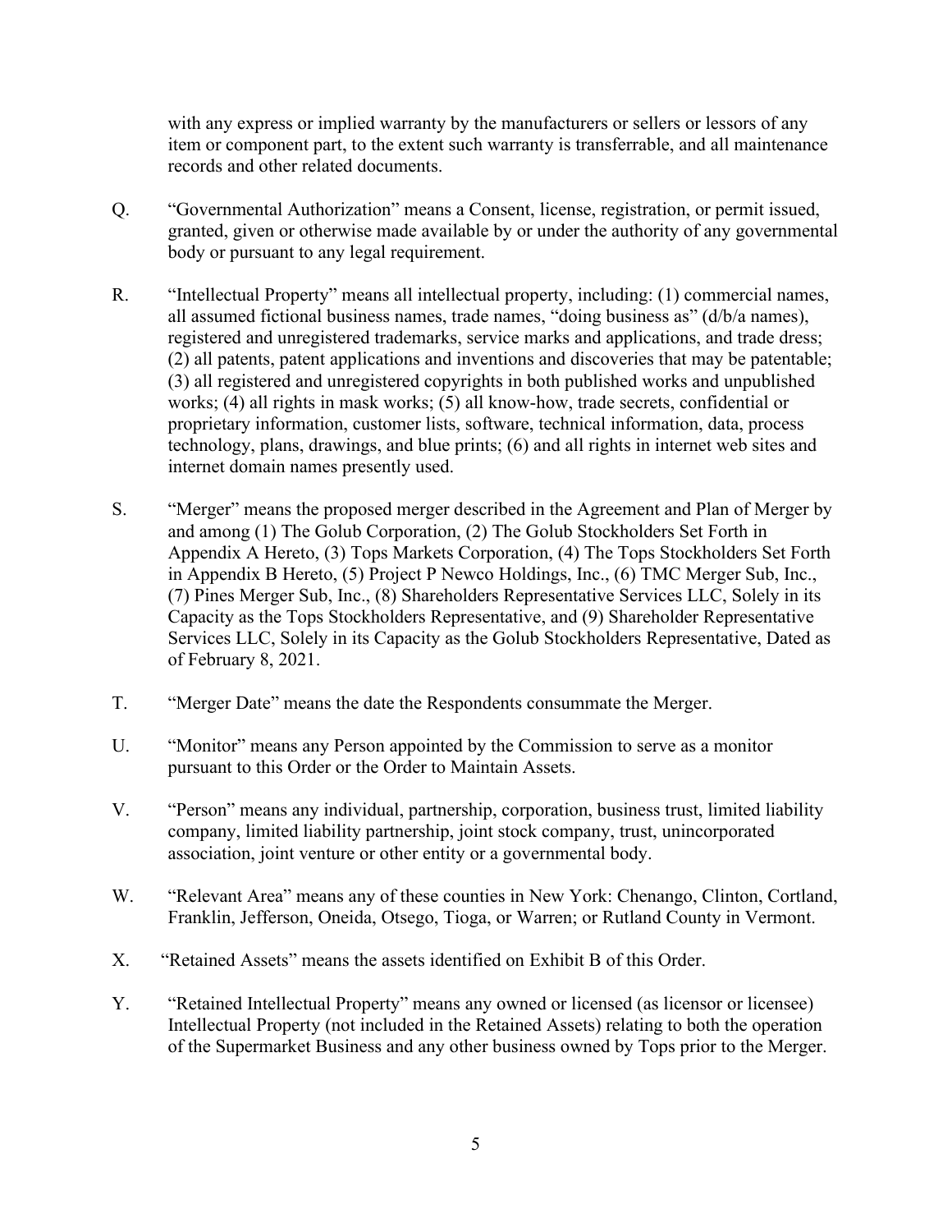with any express or implied warranty by the manufacturers or sellers or lessors of any item or component part, to the extent such warranty is transferrable, and all maintenance records and other related documents.

Q. "Governmental Authorization" means a Consent, license, registration, or permit issued, granted, given or otherwise made available by or under the authority of any governmental body or pursuant to any legal requirement.

R. "Intellectual Property" means all intellectual property, including: (1) commercial names, all assumed fictional business names, trade names, "doing business as" (d/b/a names), registered and unregistered trademarks, service marks and applications, and trade dress; (2) all patents, patent applications and inventions and discoveries that may be patentable; (3) all registered and unregistered copyrights in both published works and unpublished works; (4) all rights in mask works; (5) all know-how, trade secrets, confidential or proprietary information, customer lists, software, technical information, data, process technology, plans, drawings, and blue prints; (6) and all rights in internet web sites and internet domain names presently used.

S. "Merger" means the proposed merger described in the Agreement and Plan of Merger by and among (1) The Golub Corporation, (2) The Golub Stockholders Set Forth in Appendix A Hereto, (3) Tops Markets Corporation, (4) The Tops Stockholders Set Forth in Appendix B Hereto, (5) Project P Newco Holdings, Inc., (6) TMC Merger Sub, Inc., (7) Pines Merger Sub, Inc., (8) Shareholders Representative Services LLC, Solely in its Capacity as the Tops Stockholders Representative, and (9) Shareholder Representative Services LLC, Solely in its Capacity as the Golub Stockholders Representative, Dated as of February 8, 2021.

T. "Merger Date" means the date the Respondents consummate the Merger.

U. "Monitor" means any Person appointed by the Commission to serve as a monitor pursuant to this Order or the Order to Maintain Assets.

V. "Person" means any individual, partnership, corporation, business trust, limited liability company, limited liability partnership, joint stock company, trust, unincorporated association, joint venture or other entity or a governmental body.

W. "Relevant Area" means any of these counties in New York: Chenango, Clinton, Cortland, Franklin, Jefferson, Oneida, Otsego, Tioga, or Warren; or Rutland County in Vermont.

X. "Retained Assets" means the assets identified on Exhibit B of this Order.

Y. "Retained Intellectual Property" means any owned or licensed (as licensor or licensee) Intellectual Property (not included in the Retained Assets) relating to both the operation of the Supermarket Business and any other business owned by Tops prior to the Merger.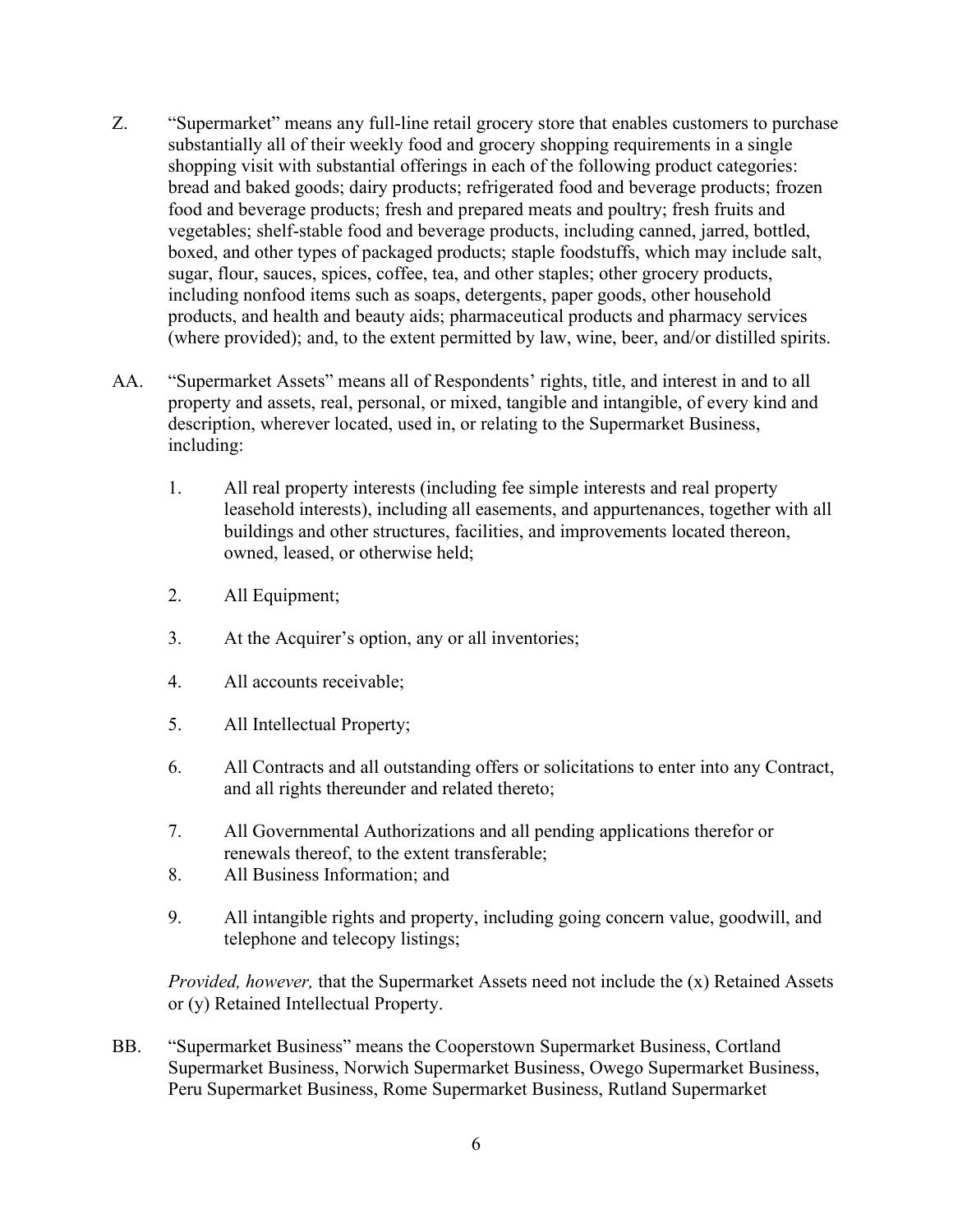Z. “Supermarket” means any full-line retail grocery store that enables customers to purchase substantially all of their weekly food and grocery shopping requirements in a single shopping visit with substantial offerings in each of the following product categories: bread and baked goods; dairy products; refrigerated food and beverage products; frozen food and beverage products; fresh and prepared meats and poultry; fresh fruits and vegetables; shelf-stable food and beverage products, including canned, jarred, bottled, boxed, and other types of packaged products; staple foodstuffs, which may include salt, sugar, flour, sauces, spices, coffee, tea, and other staples; other grocery products, including nonfood items such as soaps, detergents, paper goods, other household products, and health and beauty aids; pharmaceutical products and pharmacy services (where provided); and, to the extent permitted by law, wine, beer, and/or distilled spirits.

AA. “Supermarket Assets” means all of Respondents’ rights, title, and interest in and to all property and assets, real, personal, or mixed, tangible and intangible, of every kind and description, wherever located, used in, or relating to the Supermarket Business, including:

1. All real property interests (including fee simple interests and real property leasehold interests), including all easements, and appurtenances, together with all buildings and other structures, facilities, and improvements located thereon, owned, leased, or otherwise held;

2. All Equipment;

3. At the Acquirer’s option, any or all inventories;

4. All accounts receivable;

5. All Intellectual Property;

6. All Contracts and all outstanding offers or solicitations to enter into any Contract, and all rights thereunder and related thereto;

7. All Governmental Authorizations and all pending applications therefor or renewals thereof, to the extent transferable;

8. All Business Information; and

9. All intangible rights and property, including going concern value, goodwill, and telephone and telecopy listings;

*Provided, however,* that the Supermarket Assets need not include the (x) Retained Assets or (y) Retained Intellectual Property.

BB. “Supermarket Business” means the Cooperstown Supermarket Business, Cortland Supermarket Business, Norwich Supermarket Business, Owego Supermarket Business, Peru Supermarket Business, Rome Supermarket Business, Rutland Supermarket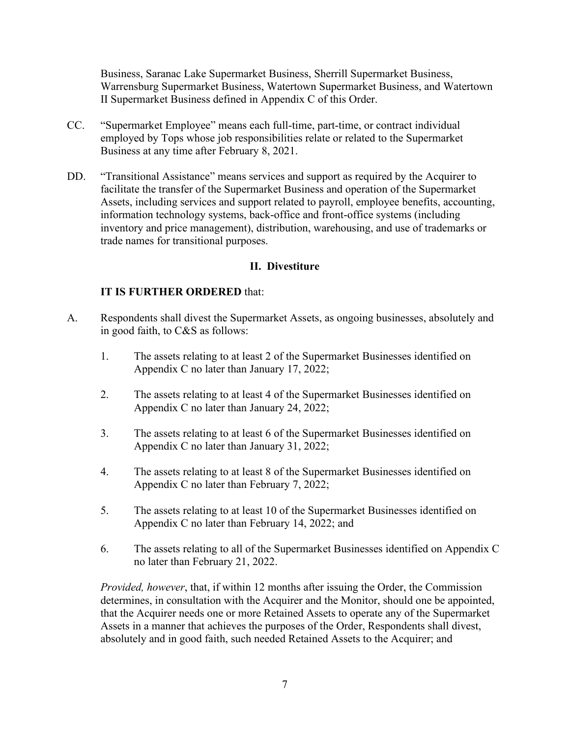Business, Saranac Lake Supermarket Business, Sherrill Supermarket Business, Warrensburg Supermarket Business, Watertown Supermarket Business, and Watertown II Supermarket Business defined in Appendix C of this Order.

CC. "Supermarket Employee" means each full-time, part-time, or contract individual employed by Tops whose job responsibilities relate or related to the Supermarket Business at any time after February 8, 2021.

DD. "Transitional Assistance" means services and support as required by the Acquirer to facilitate the transfer of the Supermarket Business and operation of the Supermarket Assets, including services and support related to payroll, employee benefits, accounting, information technology systems, back-office and front-office systems (including inventory and price management), distribution, warehousing, and use of trademarks or trade names for transitional purposes.

## II. Divestiture

**IT IS FURTHER ORDERED** that:

A. Respondents shall divest the Supermarket Assets, as ongoing businesses, absolutely and in good faith, to C&S as follows:

   1. The assets relating to at least 2 of the Supermarket Businesses identified on Appendix C no later than January 17, 2022;

   2. The assets relating to at least 4 of the Supermarket Businesses identified on Appendix C no later than January 24, 2022;

   3. The assets relating to at least 6 of the Supermarket Businesses identified on Appendix C no later than January 31, 2022;

   4. The assets relating to at least 8 of the Supermarket Businesses identified on Appendix C no later than February 7, 2022;

   5. The assets relating to at least 10 of the Supermarket Businesses identified on Appendix C no later than February 14, 2022; and

   6. The assets relating to all of the Supermarket Businesses identified on Appendix C no later than February 21, 2022.

   *Provided, however*, that, if within 12 months after issuing the Order, the Commission determines, in consultation with the Acquirer and the Monitor, should one be appointed, that the Acquirer needs one or more Retained Assets to operate any of the Supermarket Assets in a manner that achieves the purposes of the Order, Respondents shall divest, absolutely and in good faith, such needed Retained Assets to the Acquirer; and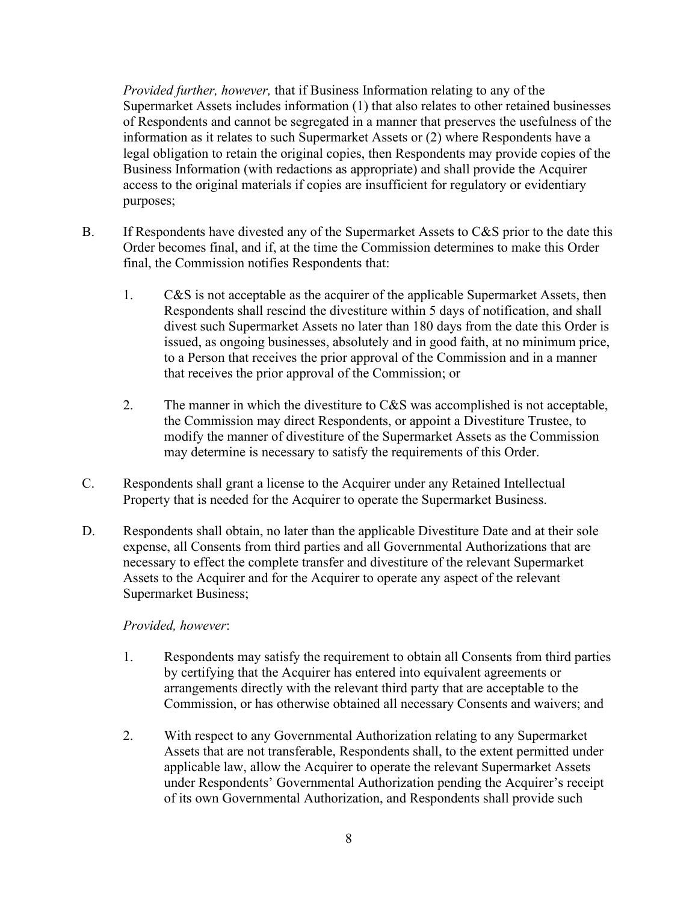*Provided further, however,* that if Business Information relating to any of the Supermarket Assets includes information (1) that also relates to other retained businesses of Respondents and cannot be segregated in a manner that preserves the usefulness of the information as it relates to such Supermarket Assets or (2) where Respondents have a legal obligation to retain the original copies, then Respondents may provide copies of the Business Information (with redactions as appropriate) and shall provide the Acquirer access to the original materials if copies are insufficient for regulatory or evidentiary purposes;

B. If Respondents have divested any of the Supermarket Assets to C&S prior to the date this Order becomes final, and if, at the time the Commission determines to make this Order final, the Commission notifies Respondents that:

1. C&S is not acceptable as the acquirer of the applicable Supermarket Assets, then Respondents shall rescind the divestiture within 5 days of notification, and shall divest such Supermarket Assets no later than 180 days from the date this Order is issued, as ongoing businesses, absolutely and in good faith, at no minimum price, to a Person that receives the prior approval of the Commission and in a manner that receives the prior approval of the Commission; or

2. The manner in which the divestiture to C&S was accomplished is not acceptable, the Commission may direct Respondents, or appoint a Divestiture Trustee, to modify the manner of divestiture of the Supermarket Assets as the Commission may determine is necessary to satisfy the requirements of this Order.

C. Respondents shall grant a license to the Acquirer under any Retained Intellectual Property that is needed for the Acquirer to operate the Supermarket Business.

D. Respondents shall obtain, no later than the applicable Divestiture Date and at their sole expense, all Consents from third parties and all Governmental Authorizations that are necessary to effect the complete transfer and divestiture of the relevant Supermarket Assets to the Acquirer and for the Acquirer to operate any aspect of the relevant Supermarket Business;

*Provided, however*:

1. Respondents may satisfy the requirement to obtain all Consents from third parties by certifying that the Acquirer has entered into equivalent agreements or arrangements directly with the relevant third party that are acceptable to the Commission, or has otherwise obtained all necessary Consents and waivers; and

2. With respect to any Governmental Authorization relating to any Supermarket Assets that are not transferable, Respondents shall, to the extent permitted under applicable law, allow the Acquirer to operate the relevant Supermarket Assets under Respondents' Governmental Authorization pending the Acquirer's receipt of its own Governmental Authorization, and Respondents shall provide such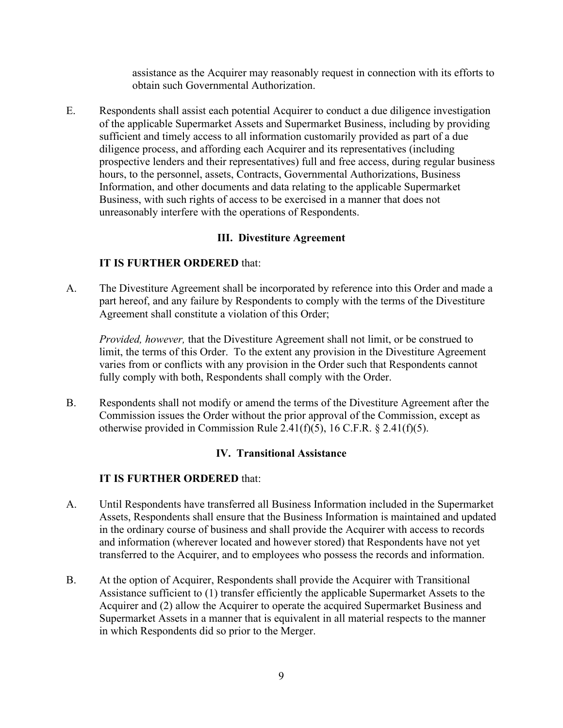assistance as the Acquirer may reasonably request in connection with its efforts to obtain such Governmental Authorization.

E. Respondents shall assist each potential Acquirer to conduct a due diligence investigation of the applicable Supermarket Assets and Supermarket Business, including by providing sufficient and timely access to all information customarily provided as part of a due diligence process, and affording each Acquirer and its representatives (including prospective lenders and their representatives) full and free access, during regular business hours, to the personnel, assets, Contracts, Governmental Authorizations, Business Information, and other documents and data relating to the applicable Supermarket Business, with such rights of access to be exercised in a manner that does not unreasonably interfere with the operations of Respondents.

## III. Divestiture Agreement

**IT IS FURTHER ORDERED** that:

A. The Divestiture Agreement shall be incorporated by reference into this Order and made a part hereof, and any failure by Respondents to comply with the terms of the Divestiture Agreement shall constitute a violation of this Order;

*Provided, however,* that the Divestiture Agreement shall not limit, or be construed to limit, the terms of this Order. To the extent any provision in the Divestiture Agreement varies from or conflicts with any provision in the Order such that Respondents cannot fully comply with both, Respondents shall comply with the Order.

B. Respondents shall not modify or amend the terms of the Divestiture Agreement after the Commission issues the Order without the prior approval of the Commission, except as otherwise provided in Commission Rule 2.41(f)(5), 16 C.F.R. § 2.41(f)(5).

## IV. Transitional Assistance

**IT IS FURTHER ORDERED** that:

A. Until Respondents have transferred all Business Information included in the Supermarket Assets, Respondents shall ensure that the Business Information is maintained and updated in the ordinary course of business and shall provide the Acquirer with access to records and information (wherever located and however stored) that Respondents have not yet transferred to the Acquirer, and to employees who possess the records and information.

B. At the option of Acquirer, Respondents shall provide the Acquirer with Transitional Assistance sufficient to (1) transfer efficiently the applicable Supermarket Assets to the Acquirer and (2) allow the Acquirer to operate the acquired Supermarket Business and Supermarket Assets in a manner that is equivalent in all material respects to the manner in which Respondents did so prior to the Merger.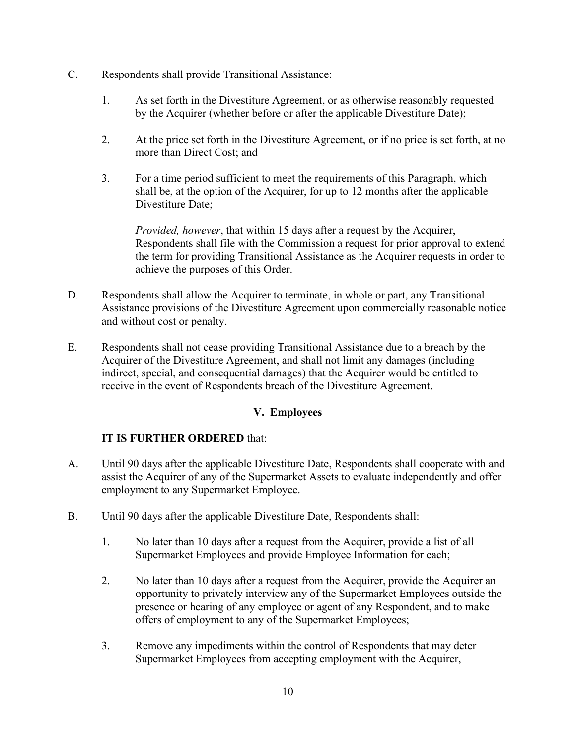C. Respondents shall provide Transitional Assistance:

1. As set forth in the Divestiture Agreement, or as otherwise reasonably requested by the Acquirer (whether before or after the applicable Divestiture Date);

2. At the price set forth in the Divestiture Agreement, or if no price is set forth, at no more than Direct Cost; and

3. For a time period sufficient to meet the requirements of this Paragraph, which shall be, at the option of the Acquirer, for up to 12 months after the applicable Divestiture Date;

   *Provided, however*, that within 15 days after a request by the Acquirer, Respondents shall file with the Commission a request for prior approval to extend the term for providing Transitional Assistance as the Acquirer requests in order to achieve the purposes of this Order.

D. Respondents shall allow the Acquirer to terminate, in whole or part, any Transitional Assistance provisions of the Divestiture Agreement upon commercially reasonable notice and without cost or penalty.

E. Respondents shall not cease providing Transitional Assistance due to a breach by the Acquirer of the Divestiture Agreement, and shall not limit any damages (including indirect, special, and consequential damages) that the Acquirer would be entitled to receive in the event of Respondents breach of the Divestiture Agreement.

## V. Employees

**IT IS FURTHER ORDERED** that:

A. Until 90 days after the applicable Divestiture Date, Respondents shall cooperate with and assist the Acquirer of any of the Supermarket Assets to evaluate independently and offer employment to any Supermarket Employee.

B. Until 90 days after the applicable Divestiture Date, Respondents shall:

1. No later than 10 days after a request from the Acquirer, provide a list of all Supermarket Employees and provide Employee Information for each;

2. No later than 10 days after a request from the Acquirer, provide the Acquirer an opportunity to privately interview any of the Supermarket Employees outside the presence or hearing of any employee or agent of any Respondent, and to make offers of employment to any of the Supermarket Employees;

3. Remove any impediments within the control of Respondents that may deter Supermarket Employees from accepting employment with the Acquirer,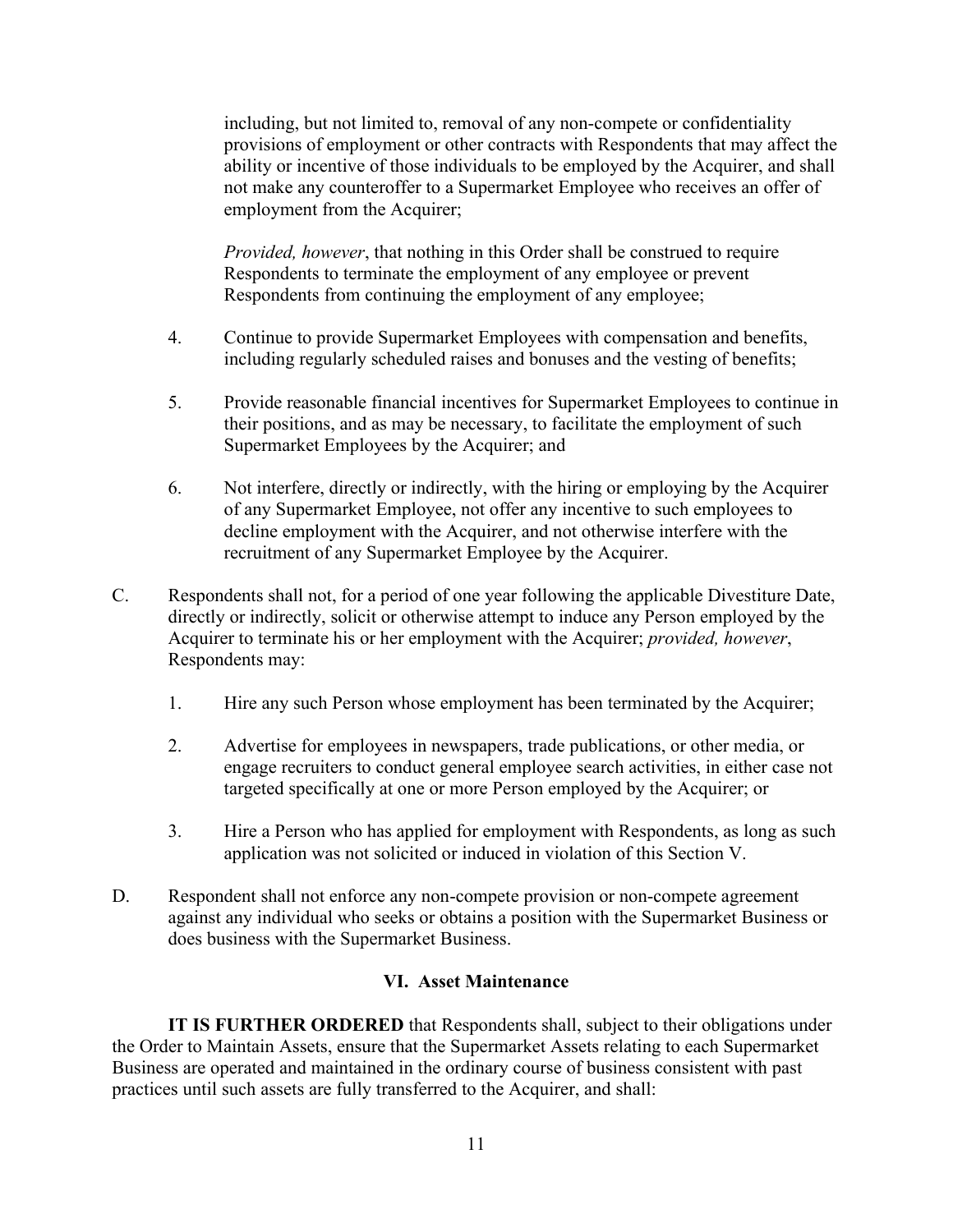including, but not limited to, removal of any non-compete or confidentiality provisions of employment or other contracts with Respondents that may affect the ability or incentive of those individuals to be employed by the Acquirer, and shall not make any counteroffer to a Supermarket Employee who receives an offer of employment from the Acquirer;

*Provided, however*, that nothing in this Order shall be construed to require Respondents to terminate the employment of any employee or prevent Respondents from continuing the employment of any employee;

4. Continue to provide Supermarket Employees with compensation and benefits, including regularly scheduled raises and bonuses and the vesting of benefits;

5. Provide reasonable financial incentives for Supermarket Employees to continue in their positions, and as may be necessary, to facilitate the employment of such Supermarket Employees by the Acquirer; and

6. Not interfere, directly or indirectly, with the hiring or employing by the Acquirer of any Supermarket Employee, not offer any incentive to such employees to decline employment with the Acquirer, and not otherwise interfere with the recruitment of any Supermarket Employee by the Acquirer.

C. Respondents shall not, for a period of one year following the applicable Divestiture Date, directly or indirectly, solicit or otherwise attempt to induce any Person employed by the Acquirer to terminate his or her employment with the Acquirer; *provided, however*, Respondents may:

1. Hire any such Person whose employment has been terminated by the Acquirer;

2. Advertise for employees in newspapers, trade publications, or other media, or engage recruiters to conduct general employee search activities, in either case not targeted specifically at one or more Person employed by the Acquirer; or

3. Hire a Person who has applied for employment with Respondents, as long as such application was not solicited or induced in violation of this Section V.

D. Respondent shall not enforce any non-compete provision or non-compete agreement against any individual who seeks or obtains a position with the Supermarket Business or does business with the Supermarket Business.

## VI. Asset Maintenance

**IT IS FURTHER ORDERED** that Respondents shall, subject to their obligations under the Order to Maintain Assets, ensure that the Supermarket Assets relating to each Supermarket Business are operated and maintained in the ordinary course of business consistent with past practices until such assets are fully transferred to the Acquirer, and shall: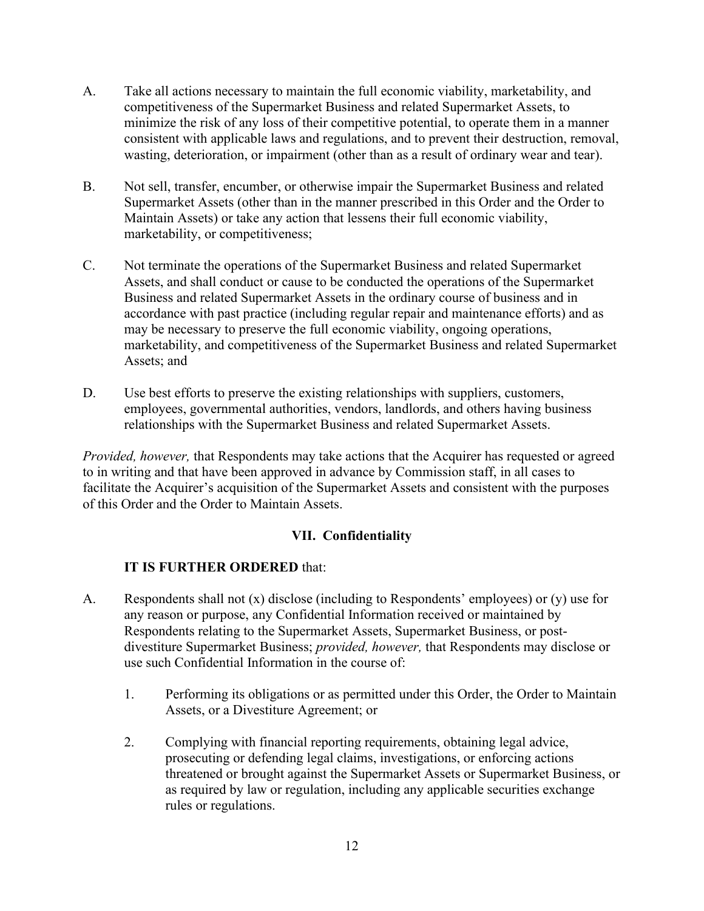A. Take all actions necessary to maintain the full economic viability, marketability, and competitiveness of the Supermarket Business and related Supermarket Assets, to minimize the risk of any loss of their competitive potential, to operate them in a manner consistent with applicable laws and regulations, and to prevent their destruction, removal, wasting, deterioration, or impairment (other than as a result of ordinary wear and tear).

B. Not sell, transfer, encumber, or otherwise impair the Supermarket Business and related Supermarket Assets (other than in the manner prescribed in this Order and the Order to Maintain Assets) or take any action that lessens their full economic viability, marketability, or competitiveness;

C. Not terminate the operations of the Supermarket Business and related Supermarket Assets, and shall conduct or cause to be conducted the operations of the Supermarket Business and related Supermarket Assets in the ordinary course of business and in accordance with past practice (including regular repair and maintenance efforts) and as may be necessary to preserve the full economic viability, ongoing operations, marketability, and competitiveness of the Supermarket Business and related Supermarket Assets; and

D. Use best efforts to preserve the existing relationships with suppliers, customers, employees, governmental authorities, vendors, landlords, and others having business relationships with the Supermarket Business and related Supermarket Assets.

*Provided, however,* that Respondents may take actions that the Acquirer has requested or agreed to in writing and that have been approved in advance by Commission staff, in all cases to facilitate the Acquirer's acquisition of the Supermarket Assets and consistent with the purposes of this Order and the Order to Maintain Assets.

## VII. Confidentiality

**IT IS FURTHER ORDERED** that:

A. Respondents shall not (x) disclose (including to Respondents' employees) or (y) use for any reason or purpose, any Confidential Information received or maintained by Respondents relating to the Supermarket Assets, Supermarket Business, or post-divestiture Supermarket Business; *provided, however,* that Respondents may disclose or use such Confidential Information in the course of:

  1. Performing its obligations or as permitted under this Order, the Order to Maintain Assets, or a Divestiture Agreement; or

  2. Complying with financial reporting requirements, obtaining legal advice, prosecuting or defending legal claims, investigations, or enforcing actions threatened or brought against the Supermarket Assets or Supermarket Business, or as required by law or regulation, including any applicable securities exchange rules or regulations.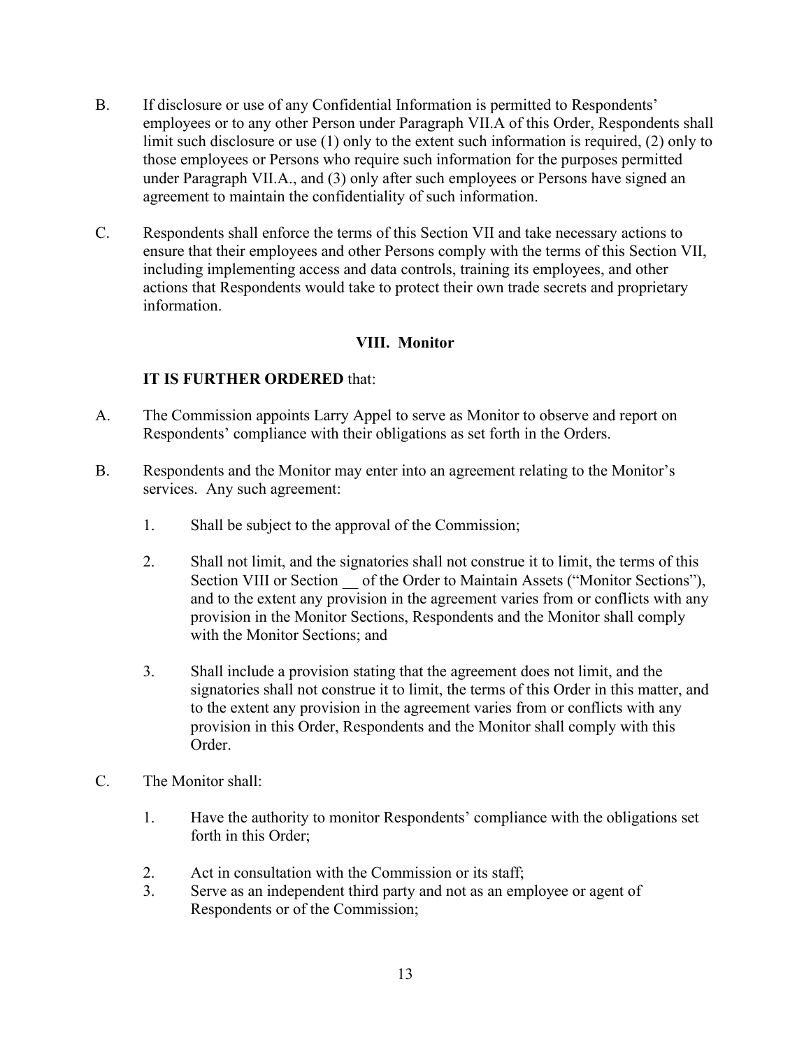B. If disclosure or use of any Confidential Information is permitted to Respondents' employees or to any other Person under Paragraph VII.A of this Order, Respondents shall limit such disclosure or use (1) only to the extent such information is required, (2) only to those employees or Persons who require such information for the purposes permitted under Paragraph VII.A., and (3) only after such employees or Persons have signed an agreement to maintain the confidentiality of such information.

C. Respondents shall enforce the terms of this Section VII and take necessary actions to ensure that their employees and other Persons comply with the terms of this Section VII, including implementing access and data controls, training its employees, and other actions that Respondents would take to protect their own trade secrets and proprietary information.

## VIII. Monitor

**IT IS FURTHER ORDERED** that:

A. The Commission appoints Larry Appel to serve as Monitor to observe and report on Respondents' compliance with their obligations as set forth in the Orders.

B. Respondents and the Monitor may enter into an agreement relating to the Monitor's services. Any such agreement:

1. Shall be subject to the approval of the Commission;

2. Shall not limit, and the signatories shall not construe it to limit, the terms of this Section VIII or Section __ of the Order to Maintain Assets ("Monitor Sections"), and to the extent any provision in the agreement varies from or conflicts with any provision in the Monitor Sections, Respondents and the Monitor shall comply with the Monitor Sections; and

3. Shall include a provision stating that the agreement does not limit, and the signatories shall not construe it to limit, the terms of this Order in this matter, and to the extent any provision in the agreement varies from or conflicts with any provision in this Order, Respondents and the Monitor shall comply with this Order.

C. The Monitor shall:

1. Have the authority to monitor Respondents' compliance with the obligations set forth in this Order;

2. Act in consultation with the Commission or its staff;

3. Serve as an independent third party and not as an employee or agent of Respondents or of the Commission;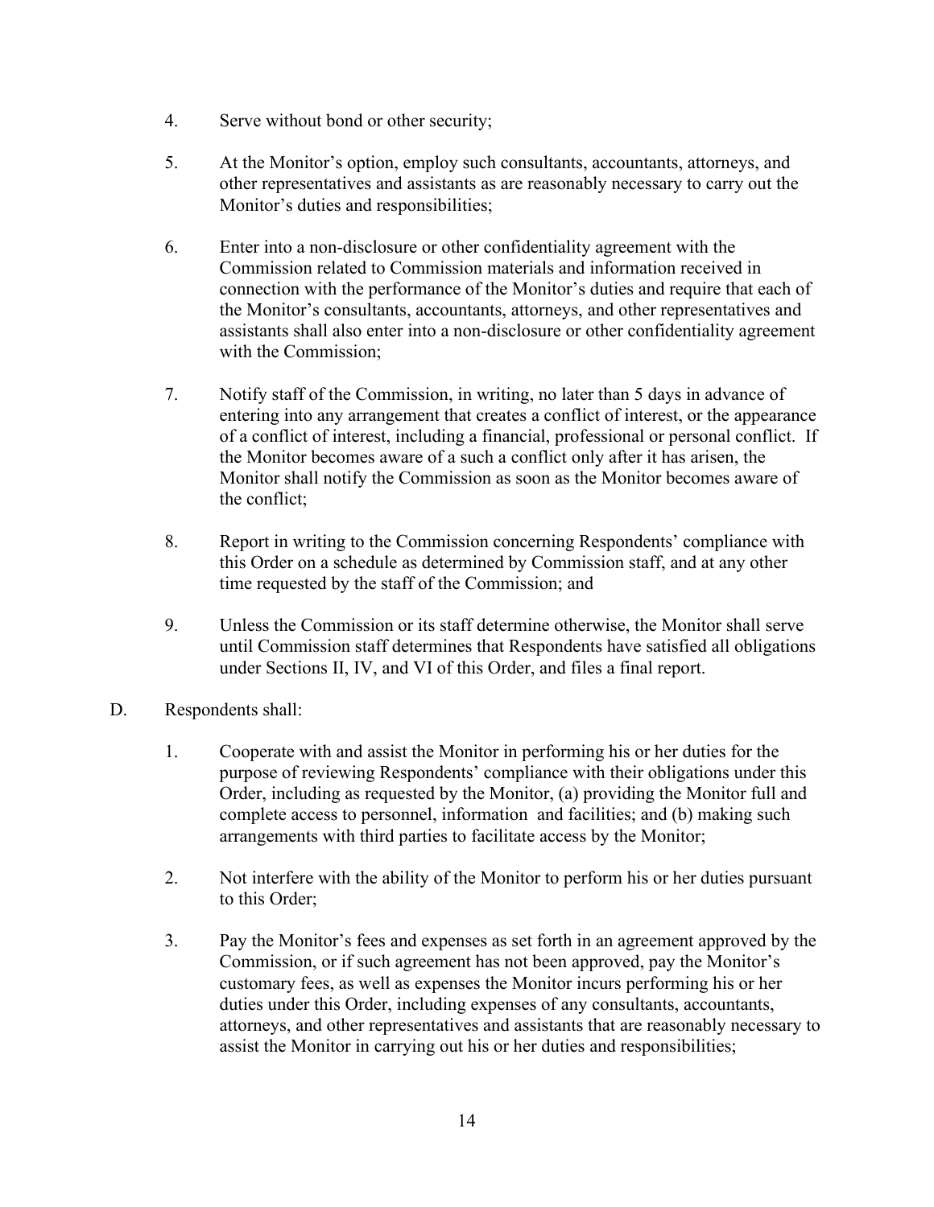4. Serve without bond or other security;

5. At the Monitor's option, employ such consultants, accountants, attorneys, and other representatives and assistants as are reasonably necessary to carry out the Monitor's duties and responsibilities;

6. Enter into a non-disclosure or other confidentiality agreement with the Commission related to Commission materials and information received in connection with the performance of the Monitor's duties and require that each of the Monitor's consultants, accountants, attorneys, and other representatives and assistants shall also enter into a non-disclosure or other confidentiality agreement with the Commission;

7. Notify staff of the Commission, in writing, no later than 5 days in advance of entering into any arrangement that creates a conflict of interest, or the appearance of a conflict of interest, including a financial, professional or personal conflict. If the Monitor becomes aware of a such a conflict only after it has arisen, the Monitor shall notify the Commission as soon as the Monitor becomes aware of the conflict;

8. Report in writing to the Commission concerning Respondents' compliance with this Order on a schedule as determined by Commission staff, and at any other time requested by the staff of the Commission; and

9. Unless the Commission or its staff determine otherwise, the Monitor shall serve until Commission staff determines that Respondents have satisfied all obligations under Sections II, IV, and VI of this Order, and files a final report.

D. Respondents shall:

1. Cooperate with and assist the Monitor in performing his or her duties for the purpose of reviewing Respondents' compliance with their obligations under this Order, including as requested by the Monitor, (a) providing the Monitor full and complete access to personnel, information and facilities; and (b) making such arrangements with third parties to facilitate access by the Monitor;

2. Not interfere with the ability of the Monitor to perform his or her duties pursuant to this Order;

3. Pay the Monitor's fees and expenses as set forth in an agreement approved by the Commission, or if such agreement has not been approved, pay the Monitor's customary fees, as well as expenses the Monitor incurs performing his or her duties under this Order, including expenses of any consultants, accountants, attorneys, and other representatives and assistants that are reasonably necessary to assist the Monitor in carrying out his or her duties and responsibilities;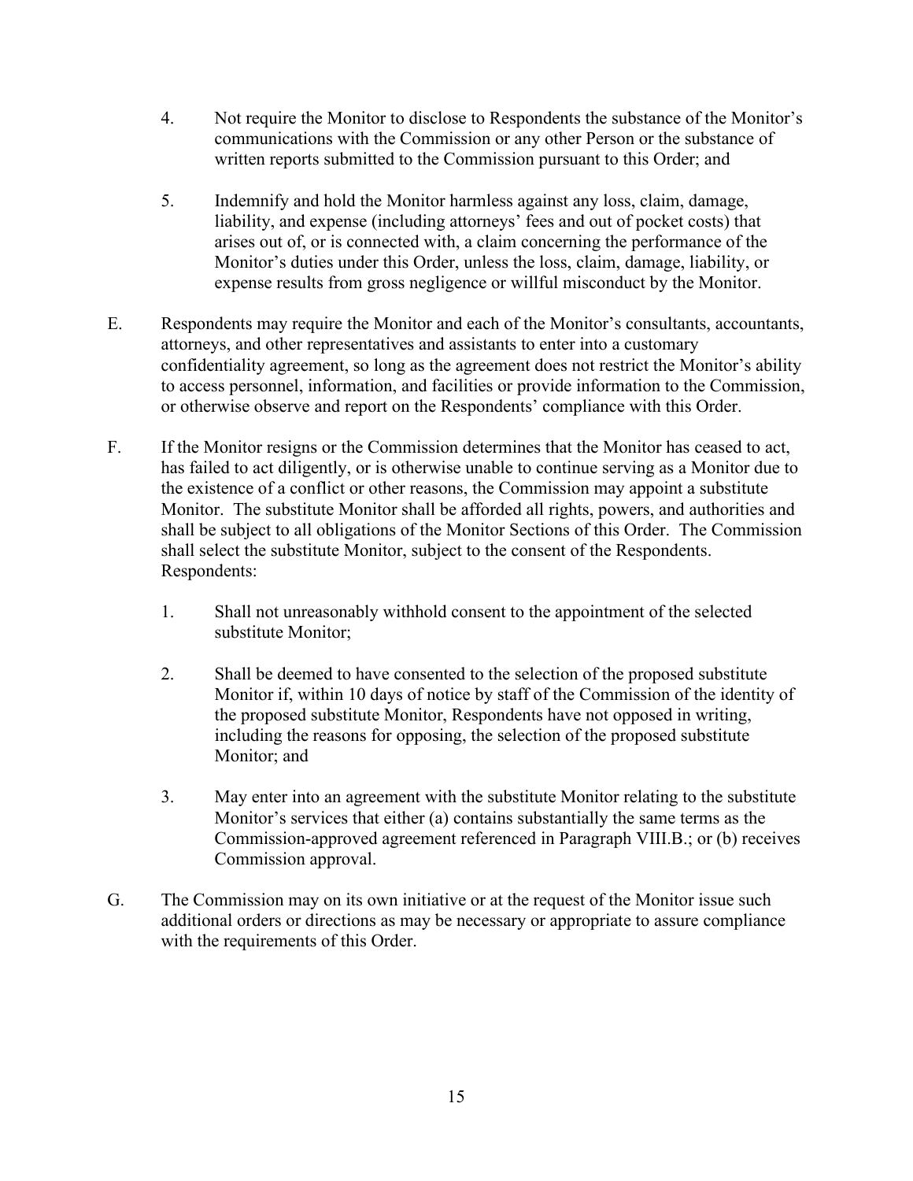4. Not require the Monitor to disclose to Respondents the substance of the Monitor's communications with the Commission or any other Person or the substance of written reports submitted to the Commission pursuant to this Order; and

5. Indemnify and hold the Monitor harmless against any loss, claim, damage, liability, and expense (including attorneys' fees and out of pocket costs) that arises out of, or is connected with, a claim concerning the performance of the Monitor's duties under this Order, unless the loss, claim, damage, liability, or expense results from gross negligence or willful misconduct by the Monitor.

E. Respondents may require the Monitor and each of the Monitor's consultants, accountants, attorneys, and other representatives and assistants to enter into a customary confidentiality agreement, so long as the agreement does not restrict the Monitor's ability to access personnel, information, and facilities or provide information to the Commission, or otherwise observe and report on the Respondents' compliance with this Order.

F. If the Monitor resigns or the Commission determines that the Monitor has ceased to act, has failed to act diligently, or is otherwise unable to continue serving as a Monitor due to the existence of a conflict or other reasons, the Commission may appoint a substitute Monitor. The substitute Monitor shall be afforded all rights, powers, and authorities and shall be subject to all obligations of the Monitor Sections of this Order. The Commission shall select the substitute Monitor, subject to the consent of the Respondents. Respondents:

1. Shall not unreasonably withhold consent to the appointment of the selected substitute Monitor;

2. Shall be deemed to have consented to the selection of the proposed substitute Monitor if, within 10 days of notice by staff of the Commission of the identity of the proposed substitute Monitor, Respondents have not opposed in writing, including the reasons for opposing, the selection of the proposed substitute Monitor; and

3. May enter into an agreement with the substitute Monitor relating to the substitute Monitor's services that either (a) contains substantially the same terms as the Commission-approved agreement referenced in Paragraph VIII.B.; or (b) receives Commission approval.

G. The Commission may on its own initiative or at the request of the Monitor issue such additional orders or directions as may be necessary or appropriate to assure compliance with the requirements of this Order.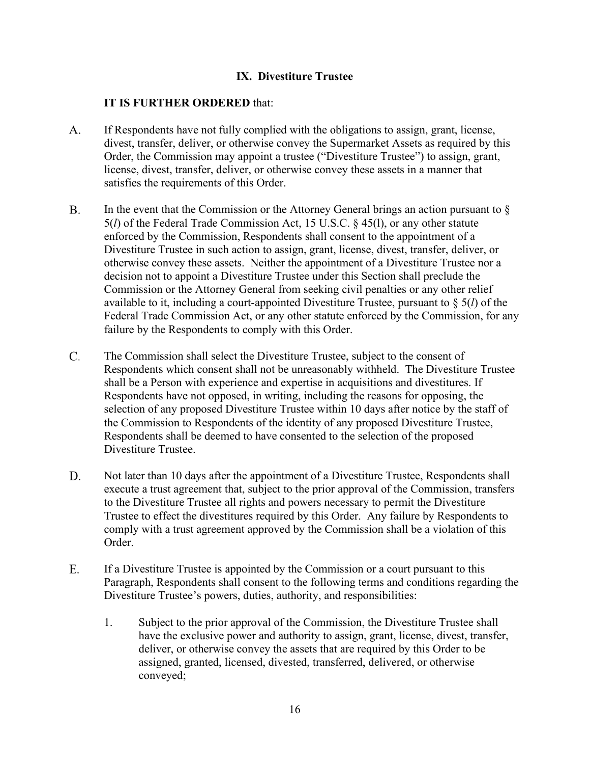## IX. Divestiture Trustee

**IT IS FURTHER ORDERED** that:

A. If Respondents have not fully complied with the obligations to assign, grant, license, divest, transfer, deliver, or otherwise convey the Supermarket Assets as required by this Order, the Commission may appoint a trustee ("Divestiture Trustee") to assign, grant, license, divest, transfer, deliver, or otherwise convey these assets in a manner that satisfies the requirements of this Order.

B. In the event that the Commission or the Attorney General brings an action pursuant to § 5(*l*) of the Federal Trade Commission Act, 15 U.S.C. § 45(l), or any other statute enforced by the Commission, Respondents shall consent to the appointment of a Divestiture Trustee in such action to assign, grant, license, divest, transfer, deliver, or otherwise convey these assets. Neither the appointment of a Divestiture Trustee nor a decision not to appoint a Divestiture Trustee under this Section shall preclude the Commission or the Attorney General from seeking civil penalties or any other relief available to it, including a court-appointed Divestiture Trustee, pursuant to § 5(*l*) of the Federal Trade Commission Act, or any other statute enforced by the Commission, for any failure by the Respondents to comply with this Order.

C. The Commission shall select the Divestiture Trustee, subject to the consent of Respondents which consent shall not be unreasonably withheld. The Divestiture Trustee shall be a Person with experience and expertise in acquisitions and divestitures. If Respondents have not opposed, in writing, including the reasons for opposing, the selection of any proposed Divestiture Trustee within 10 days after notice by the staff of the Commission to Respondents of the identity of any proposed Divestiture Trustee, Respondents shall be deemed to have consented to the selection of the proposed Divestiture Trustee.

D. Not later than 10 days after the appointment of a Divestiture Trustee, Respondents shall execute a trust agreement that, subject to the prior approval of the Commission, transfers to the Divestiture Trustee all rights and powers necessary to permit the Divestiture Trustee to effect the divestitures required by this Order. Any failure by Respondents to comply with a trust agreement approved by the Commission shall be a violation of this Order.

E. If a Divestiture Trustee is appointed by the Commission or a court pursuant to this Paragraph, Respondents shall consent to the following terms and conditions regarding the Divestiture Trustee's powers, duties, authority, and responsibilities:

   1. Subject to the prior approval of the Commission, the Divestiture Trustee shall have the exclusive power and authority to assign, grant, license, divest, transfer, deliver, or otherwise convey the assets that are required by this Order to be assigned, granted, licensed, divested, transferred, delivered, or otherwise conveyed;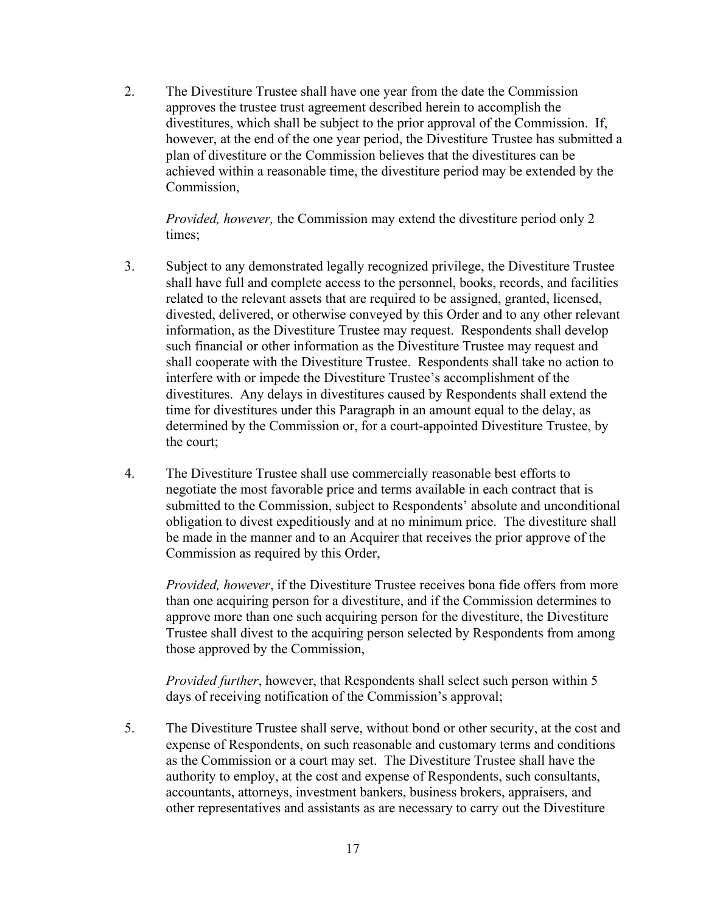2. The Divestiture Trustee shall have one year from the date the Commission approves the trustee trust agreement described herein to accomplish the divestitures, which shall be subject to the prior approval of the Commission. If, however, at the end of the one year period, the Divestiture Trustee has submitted a plan of divestiture or the Commission believes that the divestitures can be achieved within a reasonable time, the divestiture period may be extended by the Commission,

   *Provided, however,* the Commission may extend the divestiture period only 2 times;

3. Subject to any demonstrated legally recognized privilege, the Divestiture Trustee shall have full and complete access to the personnel, books, records, and facilities related to the relevant assets that are required to be assigned, granted, licensed, divested, delivered, or otherwise conveyed by this Order and to any other relevant information, as the Divestiture Trustee may request. Respondents shall develop such financial or other information as the Divestiture Trustee may request and shall cooperate with the Divestiture Trustee. Respondents shall take no action to interfere with or impede the Divestiture Trustee's accomplishment of the divestitures. Any delays in divestitures caused by Respondents shall extend the time for divestitures under this Paragraph in an amount equal to the delay, as determined by the Commission or, for a court-appointed Divestiture Trustee, by the court;

4. The Divestiture Trustee shall use commercially reasonable best efforts to negotiate the most favorable price and terms available in each contract that is submitted to the Commission, subject to Respondents' absolute and unconditional obligation to divest expeditiously and at no minimum price. The divestiture shall be made in the manner and to an Acquirer that receives the prior approve of the Commission as required by this Order,

   *Provided, however*, if the Divestiture Trustee receives bona fide offers from more than one acquiring person for a divestiture, and if the Commission determines to approve more than one such acquiring person for the divestiture, the Divestiture Trustee shall divest to the acquiring person selected by Respondents from among those approved by the Commission,

   *Provided further*, however, that Respondents shall select such person within 5 days of receiving notification of the Commission's approval;

5. The Divestiture Trustee shall serve, without bond or other security, at the cost and expense of Respondents, on such reasonable and customary terms and conditions as the Commission or a court may set. The Divestiture Trustee shall have the authority to employ, at the cost and expense of Respondents, such consultants, accountants, attorneys, investment bankers, business brokers, appraisers, and other representatives and assistants as are necessary to carry out the Divestiture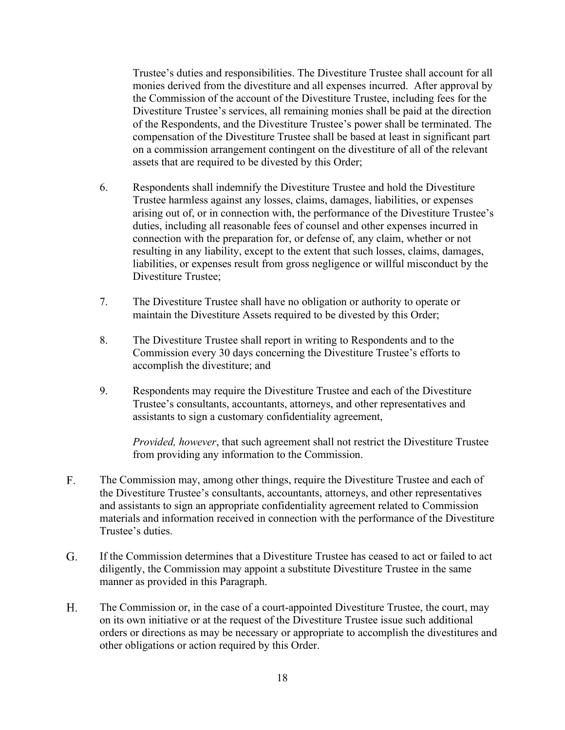Trustee's duties and responsibilities. The Divestiture Trustee shall account for all monies derived from the divestiture and all expenses incurred. After approval by the Commission of the account of the Divestiture Trustee, including fees for the Divestiture Trustee's services, all remaining monies shall be paid at the direction of the Respondents, and the Divestiture Trustee's power shall be terminated. The compensation of the Divestiture Trustee shall be based at least in significant part on a commission arrangement contingent on the divestiture of all of the relevant assets that are required to be divested by this Order;

6. Respondents shall indemnify the Divestiture Trustee and hold the Divestiture Trustee harmless against any losses, claims, damages, liabilities, or expenses arising out of, or in connection with, the performance of the Divestiture Trustee's duties, including all reasonable fees of counsel and other expenses incurred in connection with the preparation for, or defense of, any claim, whether or not resulting in any liability, except to the extent that such losses, claims, damages, liabilities, or expenses result from gross negligence or willful misconduct by the Divestiture Trustee;

7. The Divestiture Trustee shall have no obligation or authority to operate or maintain the Divestiture Assets required to be divested by this Order;

8. The Divestiture Trustee shall report in writing to Respondents and to the Commission every 30 days concerning the Divestiture Trustee's efforts to accomplish the divestiture; and

9. Respondents may require the Divestiture Trustee and each of the Divestiture Trustee's consultants, accountants, attorneys, and other representatives and assistants to sign a customary confidentiality agreement,

   *Provided, however*, that such agreement shall not restrict the Divestiture Trustee from providing any information to the Commission.

F. The Commission may, among other things, require the Divestiture Trustee and each of the Divestiture Trustee's consultants, accountants, attorneys, and other representatives and assistants to sign an appropriate confidentiality agreement related to Commission materials and information received in connection with the performance of the Divestiture Trustee's duties.

G. If the Commission determines that a Divestiture Trustee has ceased to act or failed to act diligently, the Commission may appoint a substitute Divestiture Trustee in the same manner as provided in this Paragraph.

H. The Commission or, in the case of a court-appointed Divestiture Trustee, the court, may on its own initiative or at the request of the Divestiture Trustee issue such additional orders or directions as may be necessary or appropriate to accomplish the divestitures and other obligations or action required by this Order.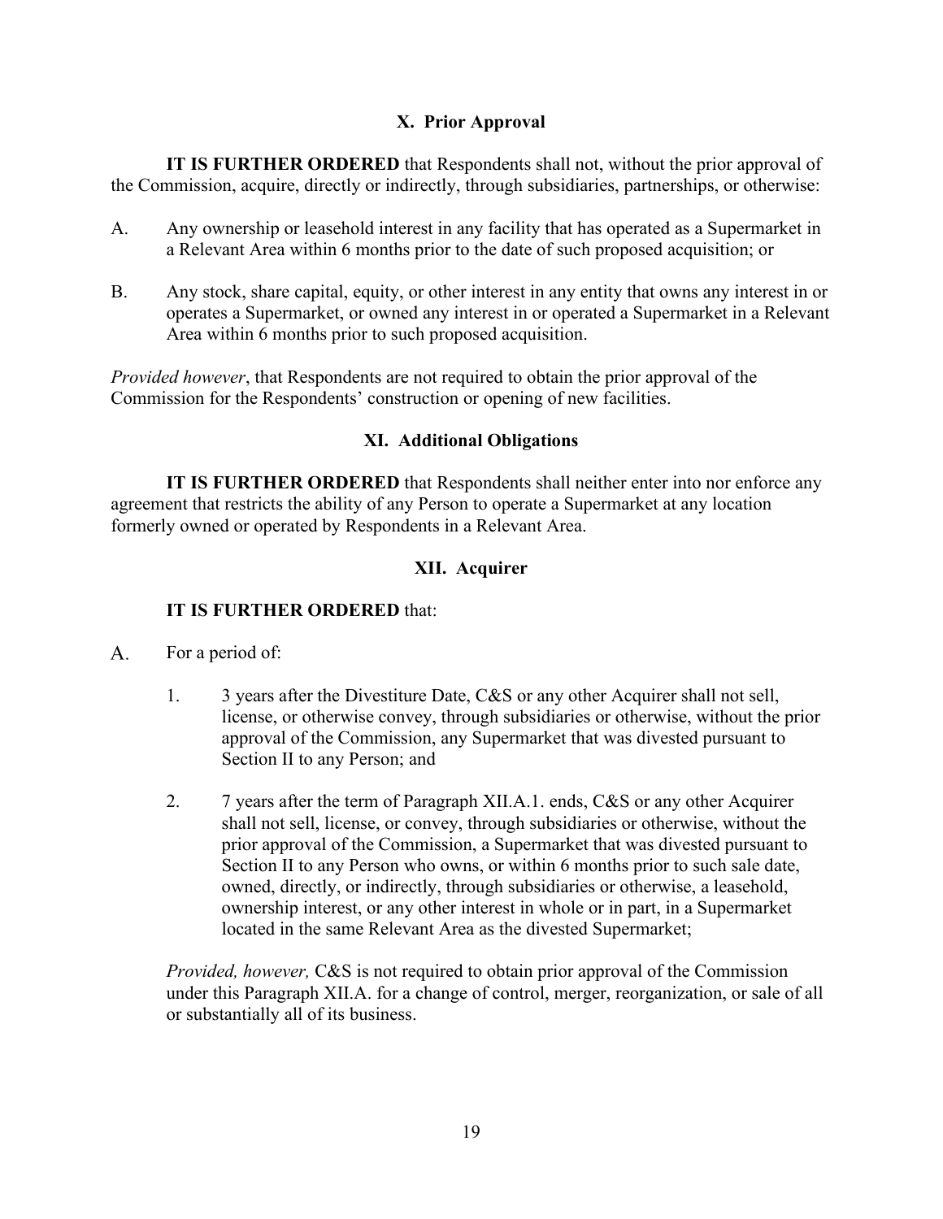## X. Prior Approval

**IT IS FURTHER ORDERED** that Respondents shall not, without the prior approval of the Commission, acquire, directly or indirectly, through subsidiaries, partnerships, or otherwise:

A. Any ownership or leasehold interest in any facility that has operated as a Supermarket in a Relevant Area within 6 months prior to the date of such proposed acquisition; or

B. Any stock, share capital, equity, or other interest in any entity that owns any interest in or operates a Supermarket, or owned any interest in or operated a Supermarket in a Relevant Area within 6 months prior to such proposed acquisition.

*Provided however*, that Respondents are not required to obtain the prior approval of the Commission for the Respondents' construction or opening of new facilities.

## XI. Additional Obligations

**IT IS FURTHER ORDERED** that Respondents shall neither enter into nor enforce any agreement that restricts the ability of any Person to operate a Supermarket at any location formerly owned or operated by Respondents in a Relevant Area.

## XII. Acquirer

**IT IS FURTHER ORDERED** that:

A. For a period of:

1. 3 years after the Divestiture Date, C&S or any other Acquirer shall not sell, license, or otherwise convey, through subsidiaries or otherwise, without the prior approval of the Commission, any Supermarket that was divested pursuant to Section II to any Person; and

2. 7 years after the term of Paragraph XII.A.1. ends, C&S or any other Acquirer shall not sell, license, or convey, through subsidiaries or otherwise, without the prior approval of the Commission, a Supermarket that was divested pursuant to Section II to any Person who owns, or within 6 months prior to such sale date, owned, directly, or indirectly, through subsidiaries or otherwise, a leasehold, ownership interest, or any other interest in whole or in part, in a Supermarket located in the same Relevant Area as the divested Supermarket;

*Provided, however,* C&S is not required to obtain prior approval of the Commission under this Paragraph XII.A. for a change of control, merger, reorganization, or sale of all or substantially all of its business.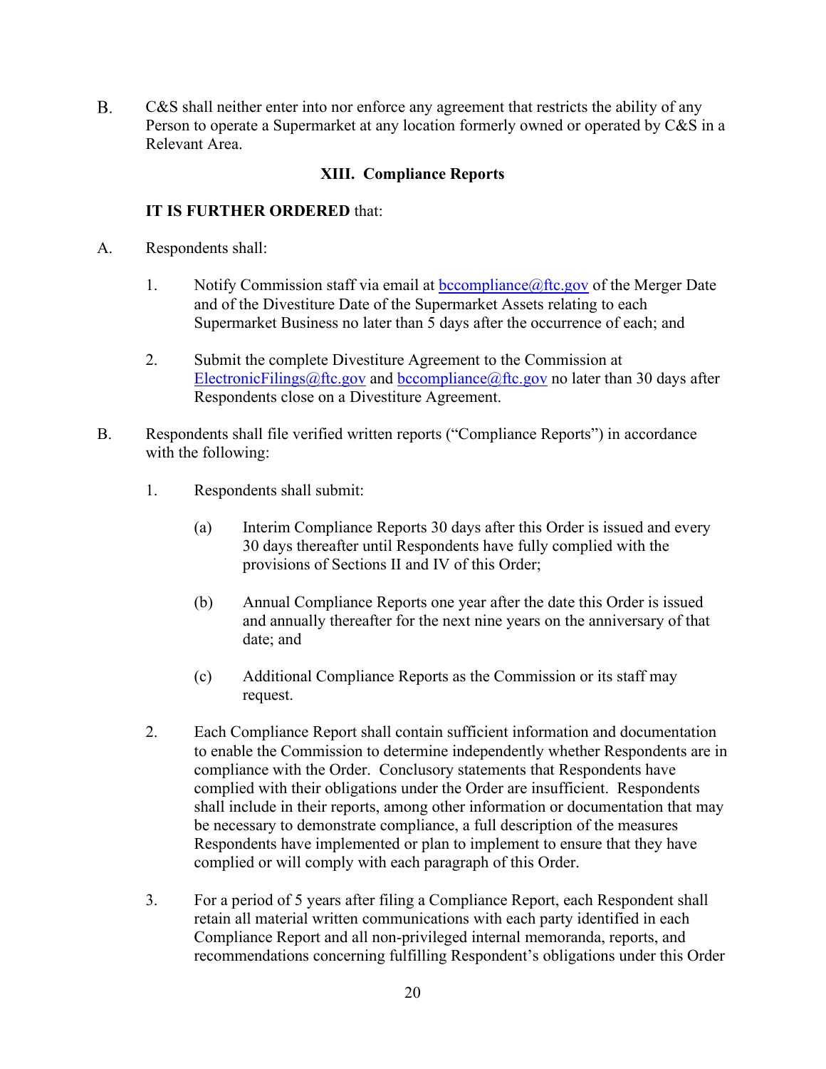B. C&S shall neither enter into nor enforce any agreement that restricts the ability of any Person to operate a Supermarket at any location formerly owned or operated by C&S in a Relevant Area.

### XIII. Compliance Reports

**IT IS FURTHER ORDERED** that:

A. Respondents shall:

1. Notify Commission staff via email at bccompliance@ftc.gov of the Merger Date and of the Divestiture Date of the Supermarket Assets relating to each Supermarket Business no later than 5 days after the occurrence of each; and

2. Submit the complete Divestiture Agreement to the Commission at ElectronicFilings@ftc.gov and bccompliance@ftc.gov no later than 30 days after Respondents close on a Divestiture Agreement.

B. Respondents shall file verified written reports ("Compliance Reports") in accordance with the following:

1. Respondents shall submit:

   (a) Interim Compliance Reports 30 days after this Order is issued and every 30 days thereafter until Respondents have fully complied with the provisions of Sections II and IV of this Order;

   (b) Annual Compliance Reports one year after the date this Order is issued and annually thereafter for the next nine years on the anniversary of that date; and

   (c) Additional Compliance Reports as the Commission or its staff may request.

2. Each Compliance Report shall contain sufficient information and documentation to enable the Commission to determine independently whether Respondents are in compliance with the Order. Conclusory statements that Respondents have complied with their obligations under the Order are insufficient. Respondents shall include in their reports, among other information or documentation that may be necessary to demonstrate compliance, a full description of the measures Respondents have implemented or plan to implement to ensure that they have complied or will comply with each paragraph of this Order.

3. For a period of 5 years after filing a Compliance Report, each Respondent shall retain all material written communications with each party identified in each Compliance Report and all non-privileged internal memoranda, reports, and recommendations concerning fulfilling Respondent's obligations under this Order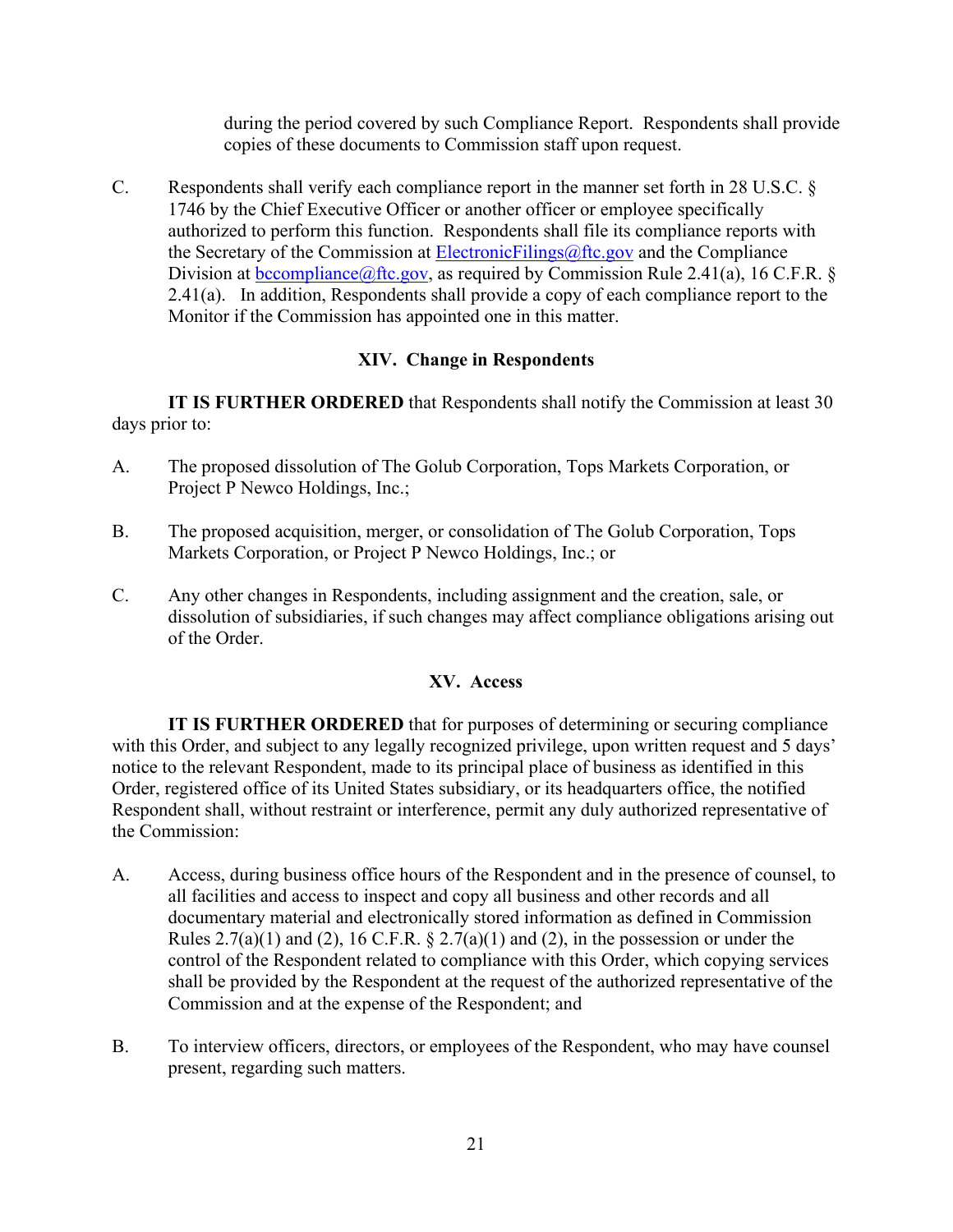during the period covered by such Compliance Report. Respondents shall provide copies of these documents to Commission staff upon request.

C. Respondents shall verify each compliance report in the manner set forth in 28 U.S.C. § 1746 by the Chief Executive Officer or another officer or employee specifically authorized to perform this function. Respondents shall file its compliance reports with the Secretary of the Commission at ElectronicFilings@ftc.gov and the Compliance Division at bccompliance@ftc.gov, as required by Commission Rule 2.41(a), 16 C.F.R. § 2.41(a). In addition, Respondents shall provide a copy of each compliance report to the Monitor if the Commission has appointed one in this matter.

## XIV. Change in Respondents

**IT IS FURTHER ORDERED** that Respondents shall notify the Commission at least 30 days prior to:

A. The proposed dissolution of The Golub Corporation, Tops Markets Corporation, or Project P Newco Holdings, Inc.;

B. The proposed acquisition, merger, or consolidation of The Golub Corporation, Tops Markets Corporation, or Project P Newco Holdings, Inc.; or

C. Any other changes in Respondents, including assignment and the creation, sale, or dissolution of subsidiaries, if such changes may affect compliance obligations arising out of the Order.

## XV. Access

**IT IS FURTHER ORDERED** that for purposes of determining or securing compliance with this Order, and subject to any legally recognized privilege, upon written request and 5 days' notice to the relevant Respondent, made to its principal place of business as identified in this Order, registered office of its United States subsidiary, or its headquarters office, the notified Respondent shall, without restraint or interference, permit any duly authorized representative of the Commission:

A. Access, during business office hours of the Respondent and in the presence of counsel, to all facilities and access to inspect and copy all business and other records and all documentary material and electronically stored information as defined in Commission Rules 2.7(a)(1) and (2), 16 C.F.R. § 2.7(a)(1) and (2), in the possession or under the control of the Respondent related to compliance with this Order, which copying services shall be provided by the Respondent at the request of the authorized representative of the Commission and at the expense of the Respondent; and

B. To interview officers, directors, or employees of the Respondent, who may have counsel present, regarding such matters.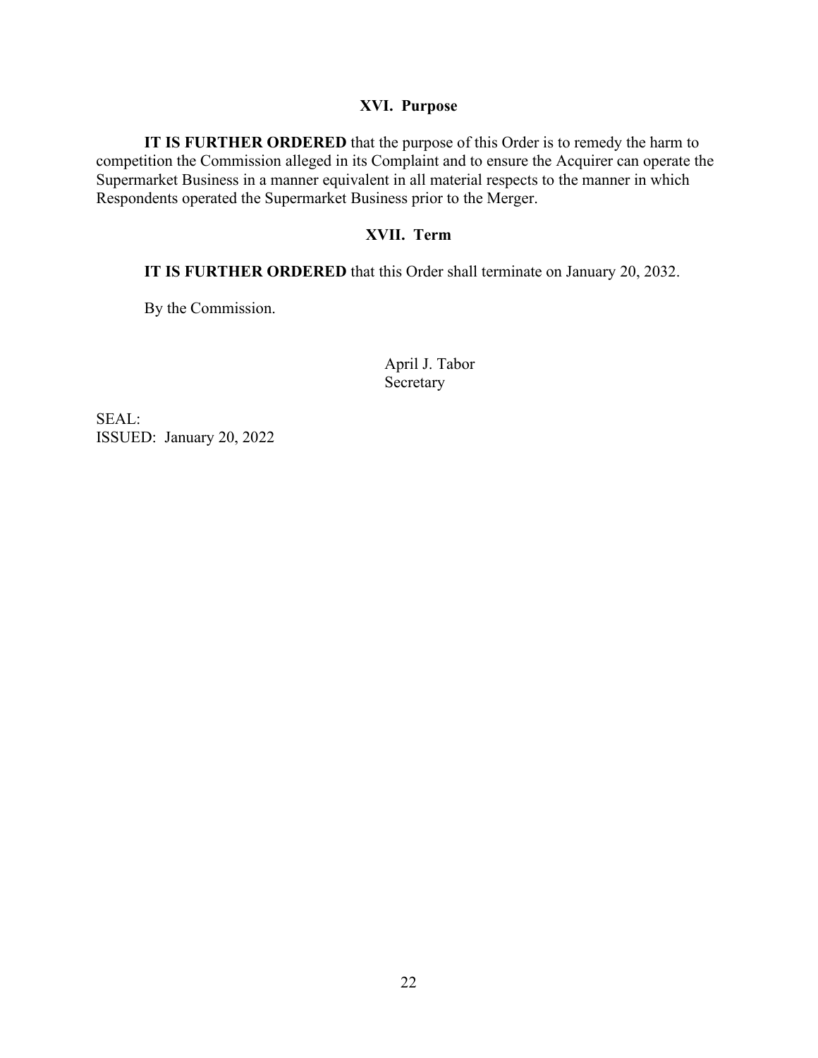## XVI. Purpose

**IT IS FURTHER ORDERED** that the purpose of this Order is to remedy the harm to competition the Commission alleged in its Complaint and to ensure the Acquirer can operate the Supermarket Business in a manner equivalent in all material respects to the manner in which Respondents operated the Supermarket Business prior to the Merger.

## XVII. Term

**IT IS FURTHER ORDERED** that this Order shall terminate on January 20, 2032.

By the Commission.

April J. Tabor
Secretary

SEAL:
ISSUED: January 20, 2022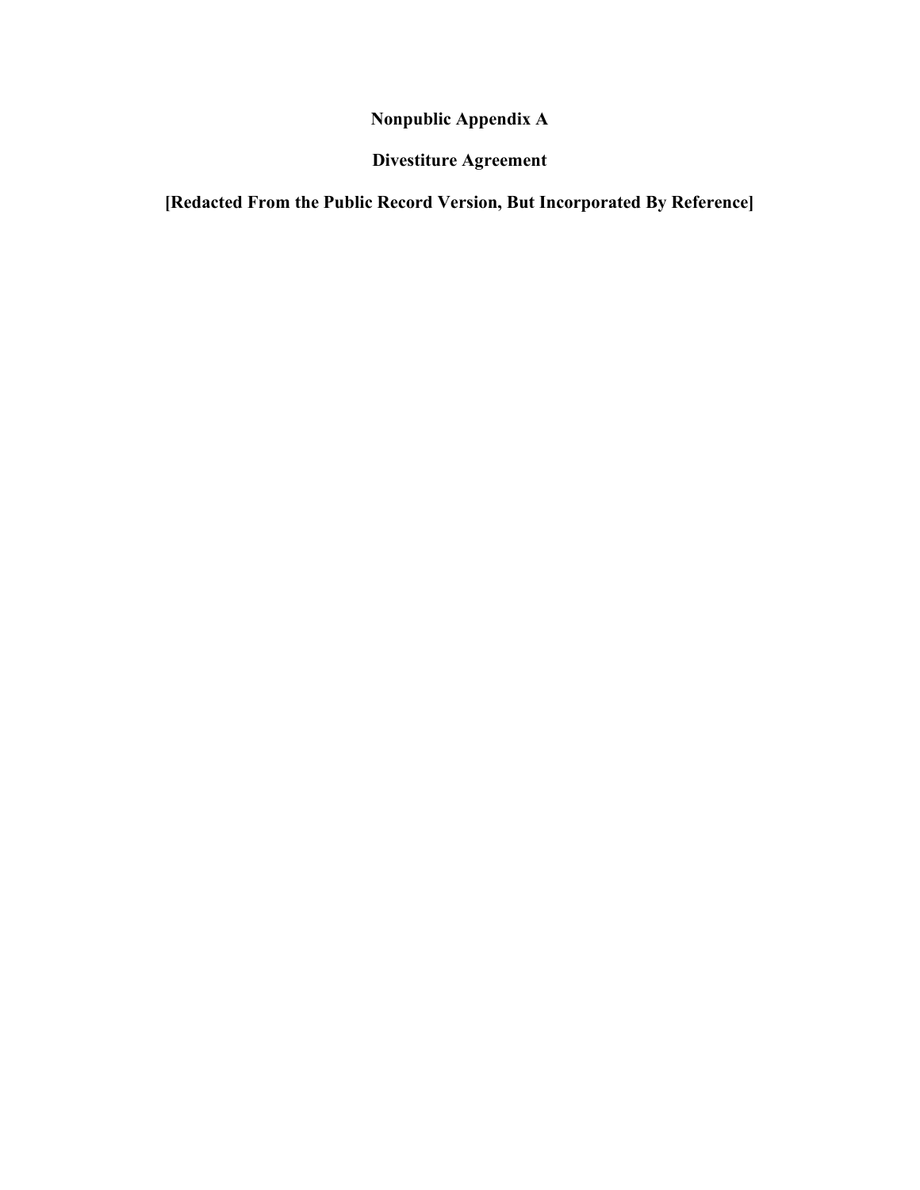**Nonpublic Appendix A**

**Divestiture Agreement**

**[Redacted From the Public Record Version, But Incorporated By Reference]**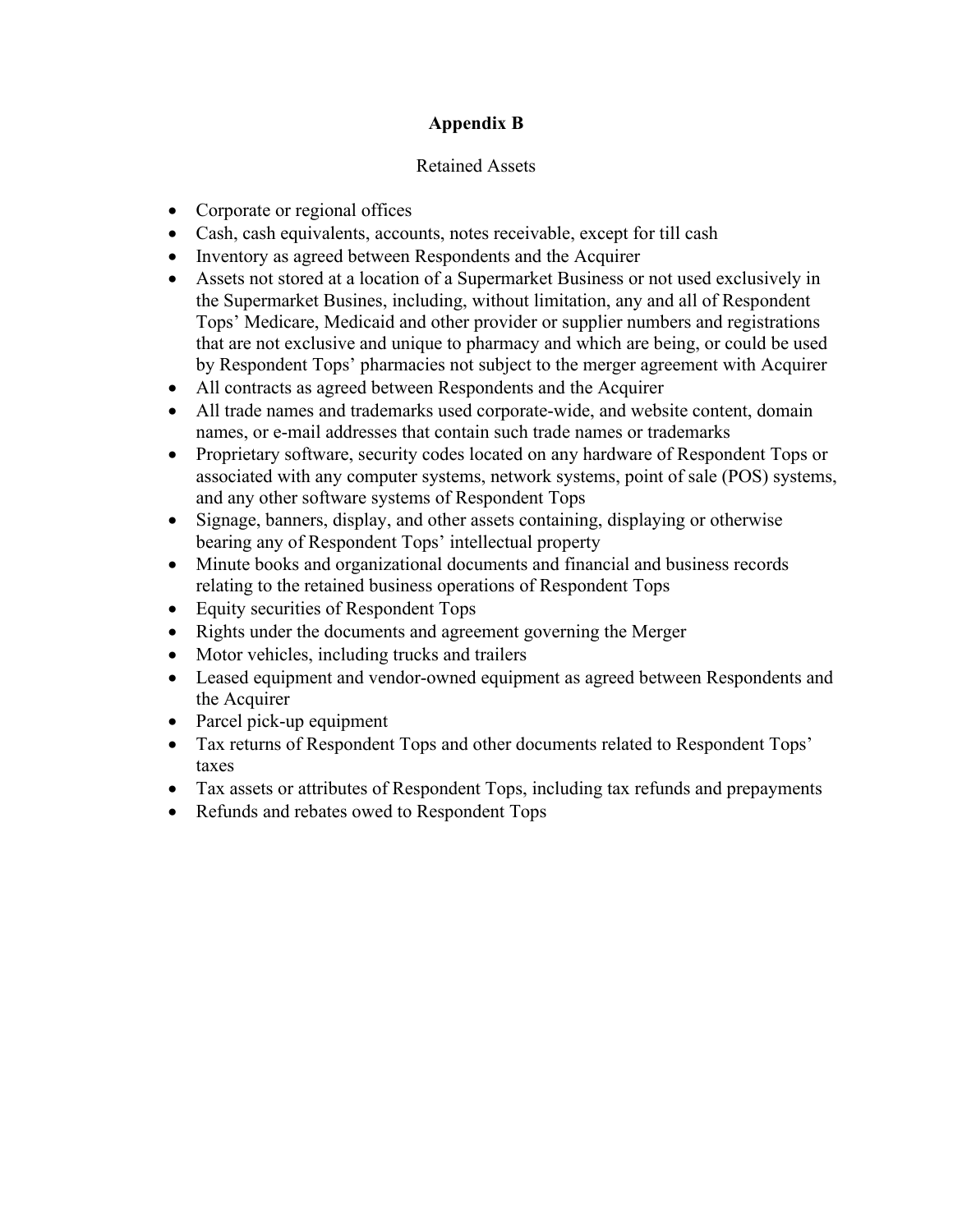# Appendix B

Retained Assets

- Corporate or regional offices
- Cash, cash equivalents, accounts, notes receivable, except for till cash
- Inventory as agreed between Respondents and the Acquirer
- Assets not stored at a location of a Supermarket Business or not used exclusively in the Supermarket Busines, including, without limitation, any and all of Respondent Tops' Medicare, Medicaid and other provider or supplier numbers and registrations that are not exclusive and unique to pharmacy and which are being, or could be used by Respondent Tops' pharmacies not subject to the merger agreement with Acquirer
- All contracts as agreed between Respondents and the Acquirer
- All trade names and trademarks used corporate-wide, and website content, domain names, or e-mail addresses that contain such trade names or trademarks
- Proprietary software, security codes located on any hardware of Respondent Tops or associated with any computer systems, network systems, point of sale (POS) systems, and any other software systems of Respondent Tops
- Signage, banners, display, and other assets containing, displaying or otherwise bearing any of Respondent Tops' intellectual property
- Minute books and organizational documents and financial and business records relating to the retained business operations of Respondent Tops
- Equity securities of Respondent Tops
- Rights under the documents and agreement governing the Merger
- Motor vehicles, including trucks and trailers
- Leased equipment and vendor-owned equipment as agreed between Respondents and the Acquirer
- Parcel pick-up equipment
- Tax returns of Respondent Tops and other documents related to Respondent Tops' taxes
- Tax assets or attributes of Respondent Tops, including tax refunds and prepayments
- Refunds and rebates owed to Respondent Tops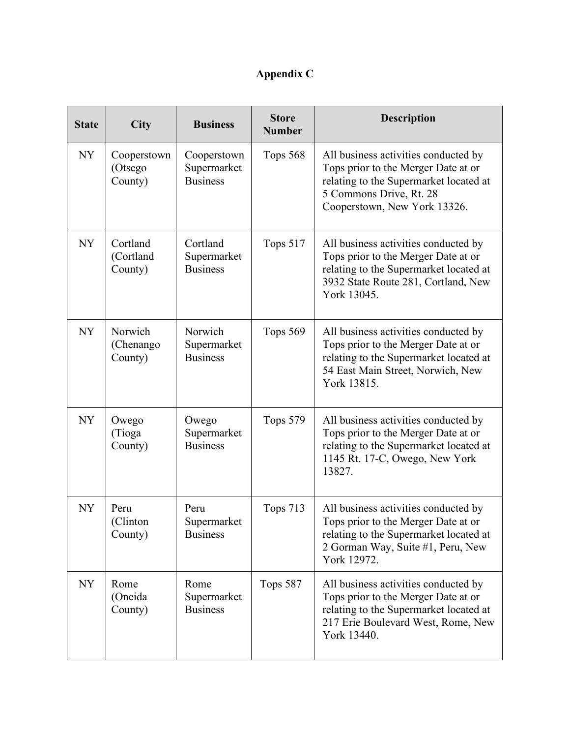# Appendix C

| State | City | Business | Store Number | Description |
|---|---|---|---|---|
| NY | Cooperstown (Otsego County) | Cooperstown Supermarket Business | Tops 568 | All business activities conducted by Tops prior to the Merger Date at or relating to the Supermarket located at 5 Commons Drive, Rt. 28 Cooperstown, New York 13326. |
| NY | Cortland (Cortland County) | Cortland Supermarket Business | Tops 517 | All business activities conducted by Tops prior to the Merger Date at or relating to the Supermarket located at 3932 State Route 281, Cortland, New York 13045. |
| NY | Norwich (Chenango County) | Norwich Supermarket Business | Tops 569 | All business activities conducted by Tops prior to the Merger Date at or relating to the Supermarket located at 54 East Main Street, Norwich, New York 13815. |
| NY | Owego (Tioga County) | Owego Supermarket Business | Tops 579 | All business activities conducted by Tops prior to the Merger Date at or relating to the Supermarket located at 1145 Rt. 17-C, Owego, New York 13827. |
| NY | Peru (Clinton County) | Peru Supermarket Business | Tops 713 | All business activities conducted by Tops prior to the Merger Date at or relating to the Supermarket located at 2 Gorman Way, Suite #1, Peru, New York 12972. |
| NY | Rome (Oneida County) | Rome Supermarket Business | Tops 587 | All business activities conducted by Tops prior to the Merger Date at or relating to the Supermarket located at 217 Erie Boulevard West, Rome, New York 13440. |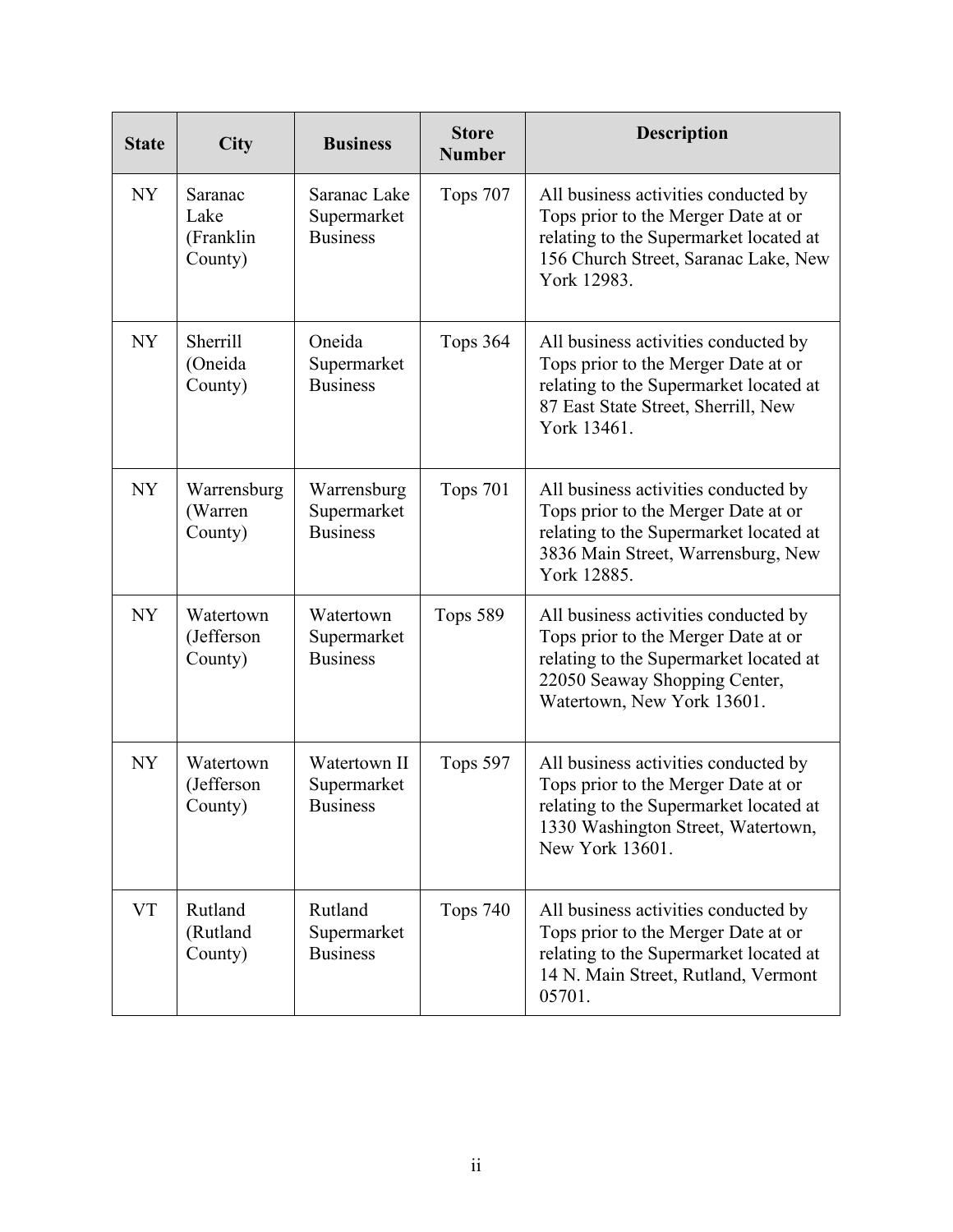| State | City | Business | Store Number | Description |
|---|---|---|---|---|
| NY | Saranac Lake (Franklin County) | Saranac Lake Supermarket Business | Tops 707 | All business activities conducted by Tops prior to the Merger Date at or relating to the Supermarket located at 156 Church Street, Saranac Lake, New York 12983. |
| NY | Sherrill (Oneida County) | Oneida Supermarket Business | Tops 364 | All business activities conducted by Tops prior to the Merger Date at or relating to the Supermarket located at 87 East State Street, Sherrill, New York 13461. |
| NY | Warrensburg (Warren County) | Warrensburg Supermarket Business | Tops 701 | All business activities conducted by Tops prior to the Merger Date at or relating to the Supermarket located at 3836 Main Street, Warrensburg, New York 12885. |
| NY | Watertown (Jefferson County) | Watertown Supermarket Business | Tops 589 | All business activities conducted by Tops prior to the Merger Date at or relating to the Supermarket located at 22050 Seaway Shopping Center, Watertown, New York 13601. |
| NY | Watertown (Jefferson County) | Watertown II Supermarket Business | Tops 597 | All business activities conducted by Tops prior to the Merger Date at or relating to the Supermarket located at 1330 Washington Street, Watertown, New York 13601. |
| VT | Rutland (Rutland County) | Rutland Supermarket Business | Tops 740 | All business activities conducted by Tops prior to the Merger Date at or relating to the Supermarket located at 14 N. Main Street, Rutland, Vermont 05701. |